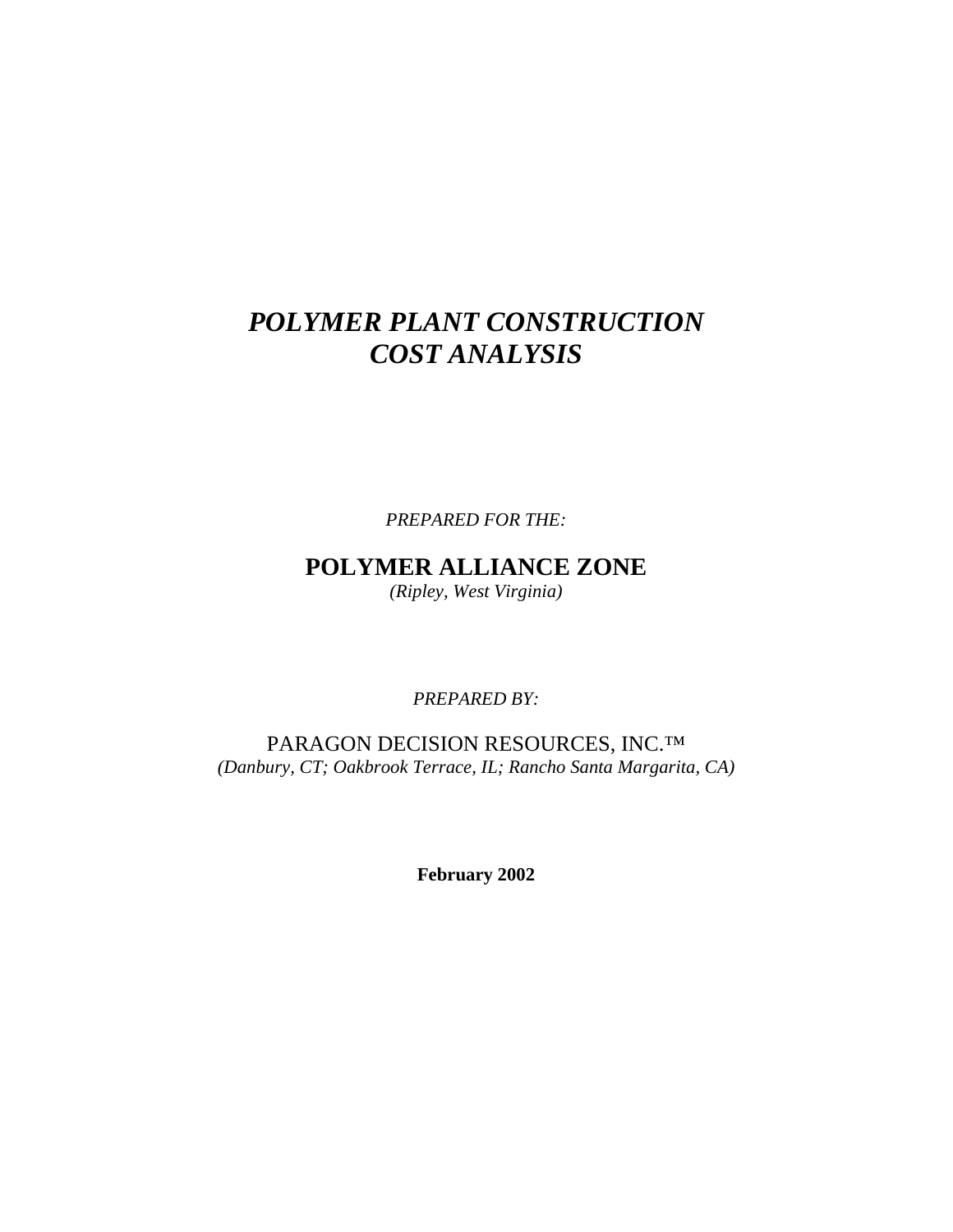# *POLYMER PLANT CONSTRUCTION COST ANALYSIS*

*PREPARED FOR THE:*

## POLYMER ALLIANCE ZONE

*(Ripley, West Virginia)*

*PREPARED BY:*

PARAGON DECISION RESOURCES, INC.™

*(Danbury, CT; Oakbrook Terrace, IL; Rancho Santa Margarita, CA)*

**February 2002**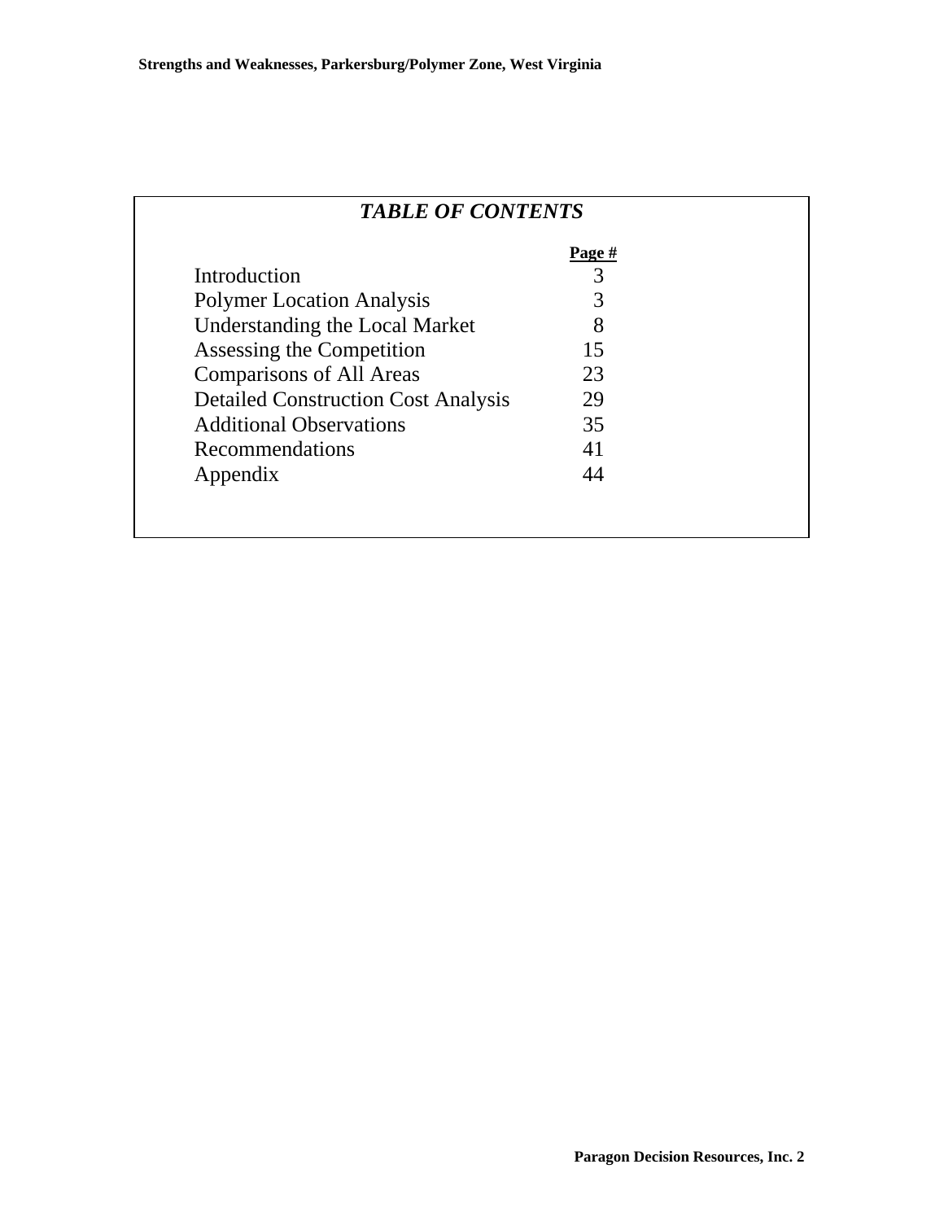## *TABLE OF CONTENTS*

| | Page # |
|---|---|
| Introduction | 3 |
| Polymer Location Analysis | 3 |
| Understanding the Local Market | 8 |
| Assessing the Competition | 15 |
| Comparisons of All Areas | 23 |
| Detailed Construction Cost Analysis | 29 |
| Additional Observations | 35 |
| Recommendations | 41 |
| Appendix | 44 |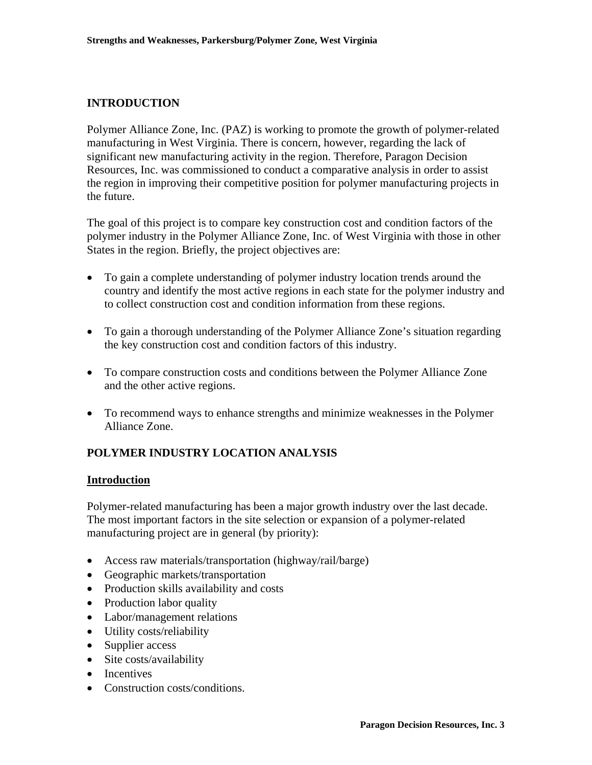## INTRODUCTION

Polymer Alliance Zone, Inc. (PAZ) is working to promote the growth of polymer-related manufacturing in West Virginia. There is concern, however, regarding the lack of significant new manufacturing activity in the region. Therefore, Paragon Decision Resources, Inc. was commissioned to conduct a comparative analysis in order to assist the region in improving their competitive position for polymer manufacturing projects in the future.

The goal of this project is to compare key construction cost and condition factors of the polymer industry in the Polymer Alliance Zone, Inc. of West Virginia with those in other States in the region. Briefly, the project objectives are:

- To gain a complete understanding of polymer industry location trends around the country and identify the most active regions in each state for the polymer industry and to collect construction cost and condition information from these regions.
- To gain a thorough understanding of the Polymer Alliance Zone's situation regarding the key construction cost and condition factors of this industry.
- To compare construction costs and conditions between the Polymer Alliance Zone and the other active regions.
- To recommend ways to enhance strengths and minimize weaknesses in the Polymer Alliance Zone.

## POLYMER INDUSTRY LOCATION ANALYSIS

### Introduction

Polymer-related manufacturing has been a major growth industry over the last decade. The most important factors in the site selection or expansion of a polymer-related manufacturing project are in general (by priority):

- Access raw materials/transportation (highway/rail/barge)
- Geographic markets/transportation
- Production skills availability and costs
- Production labor quality
- Labor/management relations
- Utility costs/reliability
- Supplier access
- Site costs/availability
- Incentives
- Construction costs/conditions.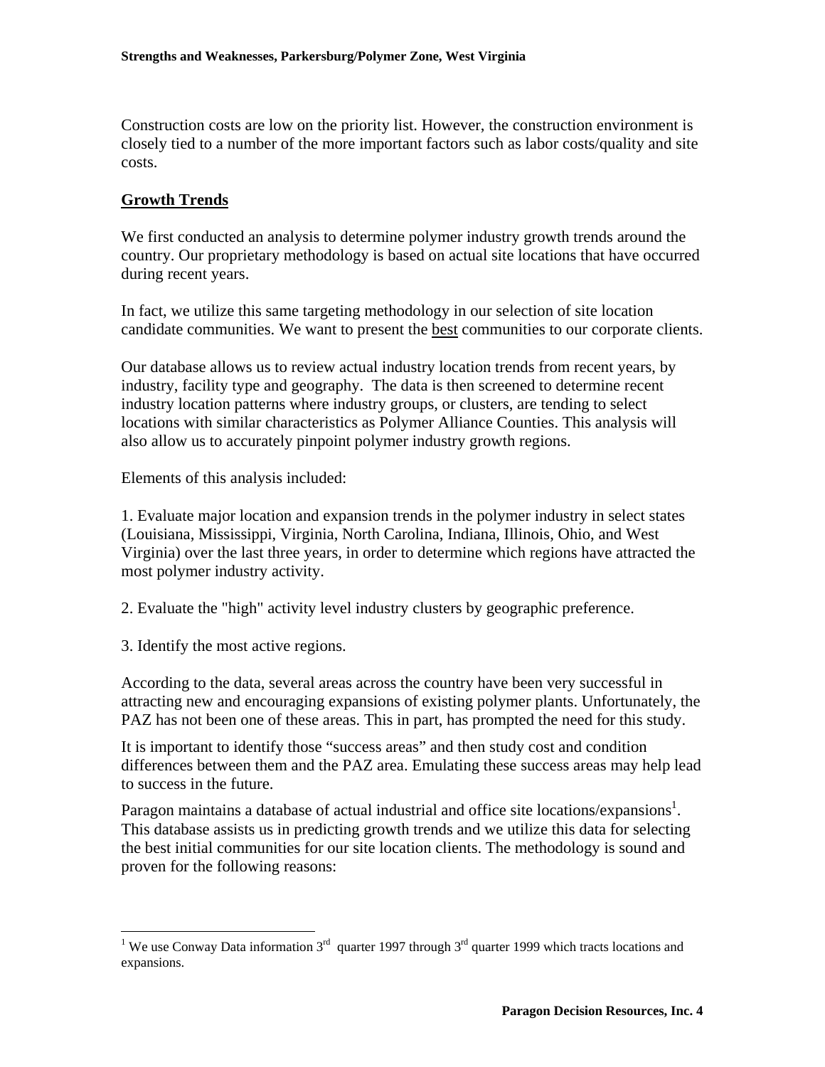Construction costs are low on the priority list. However, the construction environment is closely tied to a number of the more important factors such as labor costs/quality and site costs.

## Growth Trends

We first conducted an analysis to determine polymer industry growth trends around the country. Our proprietary methodology is based on actual site locations that have occurred during recent years.

In fact, we utilize this same targeting methodology in our selection of site location candidate communities. We want to present the best communities to our corporate clients.

Our database allows us to review actual industry location trends from recent years, by industry, facility type and geography. The data is then screened to determine recent industry location patterns where industry groups, or clusters, are tending to select locations with similar characteristics as Polymer Alliance Counties. This analysis will also allow us to accurately pinpoint polymer industry growth regions.

Elements of this analysis included:

1. Evaluate major location and expansion trends in the polymer industry in select states (Louisiana, Mississippi, Virginia, North Carolina, Indiana, Illinois, Ohio, and West Virginia) over the last three years, in order to determine which regions have attracted the most polymer industry activity.

2. Evaluate the "high" activity level industry clusters by geographic preference.

3. Identify the most active regions.

According to the data, several areas across the country have been very successful in attracting new and encouraging expansions of existing polymer plants. Unfortunately, the PAZ has not been one of these areas. This in part, has prompted the need for this study.

It is important to identify those "success areas" and then study cost and condition differences between them and the PAZ area. Emulating these success areas may help lead to success in the future.

Paragon maintains a database of actual industrial and office site locations/expansions[1]. This database assists us in predicting growth trends and we utilize this data for selecting the best initial communities for our site location clients. The methodology is sound and proven for the following reasons:

[1] We use Conway Data information 3rd quarter 1997 through 3rd quarter 1999 which tracts locations and expansions.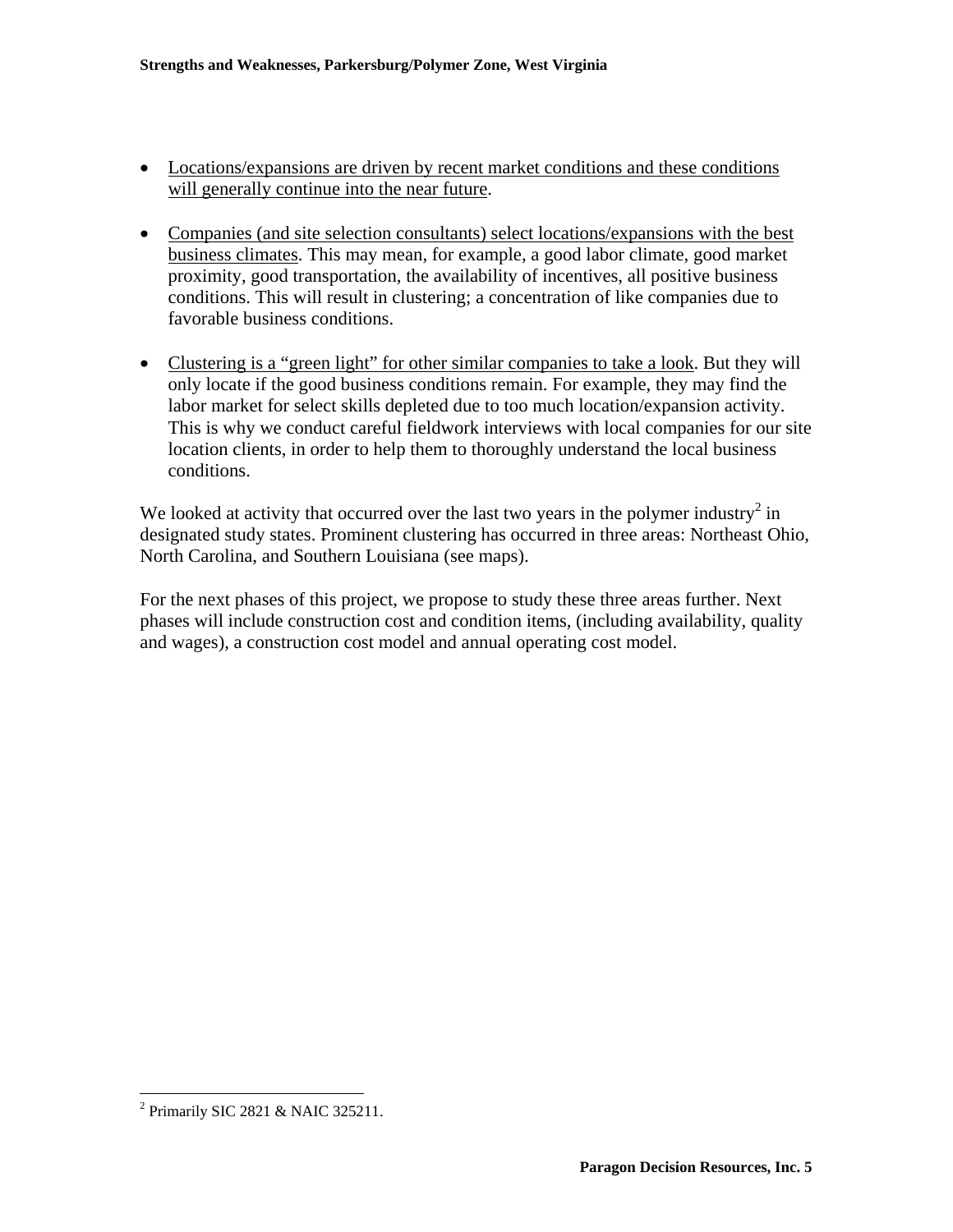- Locations/expansions are driven by recent market conditions and these conditions will generally continue into the near future.

- Companies (and site selection consultants) select locations/expansions with the best business climates. This may mean, for example, a good labor climate, good market proximity, good transportation, the availability of incentives, all positive business conditions. This will result in clustering; a concentration of like companies due to favorable business conditions.

- Clustering is a "green light" for other similar companies to take a look. But they will only locate if the good business conditions remain. For example, they may find the labor market for select skills depleted due to too much location/expansion activity. This is why we conduct careful fieldwork interviews with local companies for our site location clients, in order to help them to thoroughly understand the local business conditions.

We looked at activity that occurred over the last two years in the polymer industry[2] in designated study states. Prominent clustering has occurred in three areas: Northeast Ohio, North Carolina, and Southern Louisiana (see maps).

For the next phases of this project, we propose to study these three areas further. Next phases will include construction cost and condition items, (including availability, quality and wages), a construction cost model and annual operating cost model.

[2] Primarily SIC 2821 & NAIC 325211.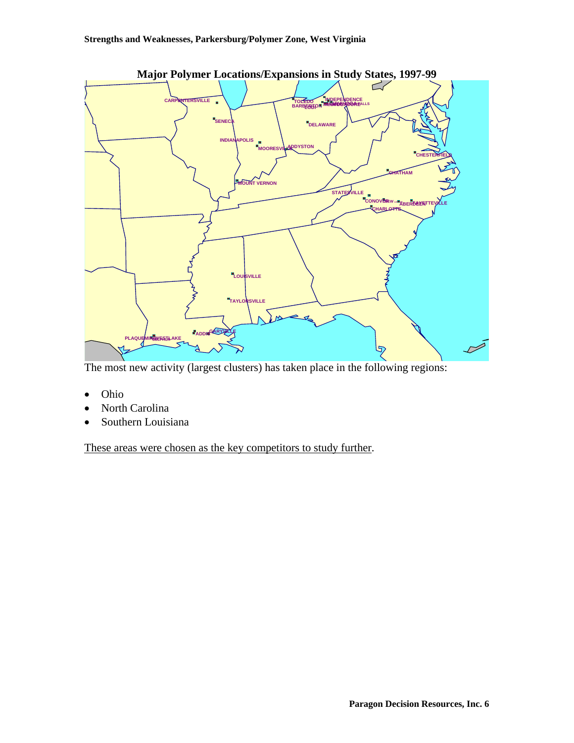**Major Polymer Locations/Expansions in Study States, 1997-99**

The most new activity (largest clusters) has taken place in the following regions:

- Ohio
- North Carolina
- Southern Louisiana

These areas were chosen as the key competitors to study further.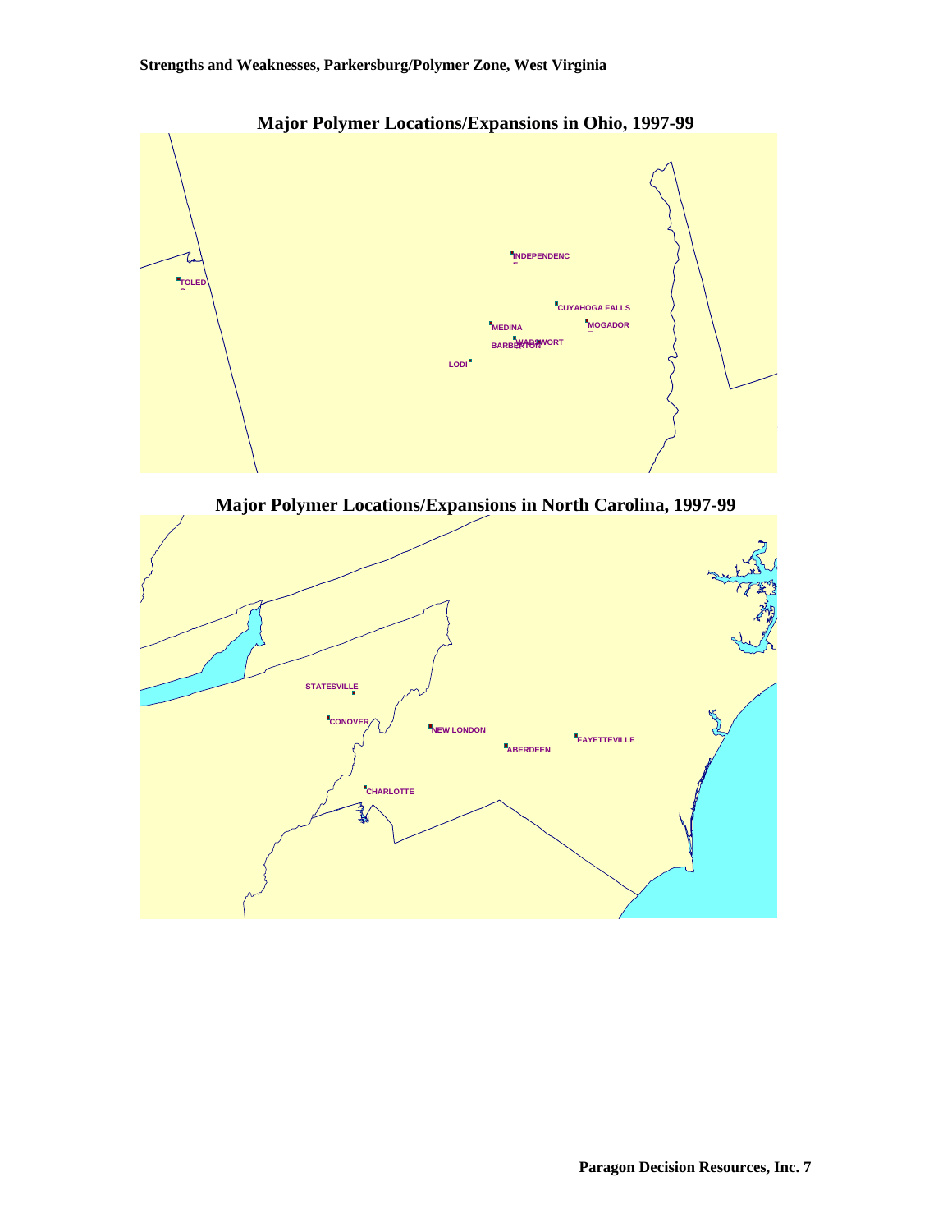## Major Polymer Locations/Expansions in Ohio, 1997-99

TOLEDO

INDEPENDENCE

CUYAHOGA FALLS

MOGADOR

MEDINA

BARBERTON

WADSWORTH

LODI

## Major Polymer Locations/Expansions in North Carolina, 1997-99

STATESVILLE

CONOVER

NEW LONDON

ABERDEEN

FAYETTEVILLE

CHARLOTTE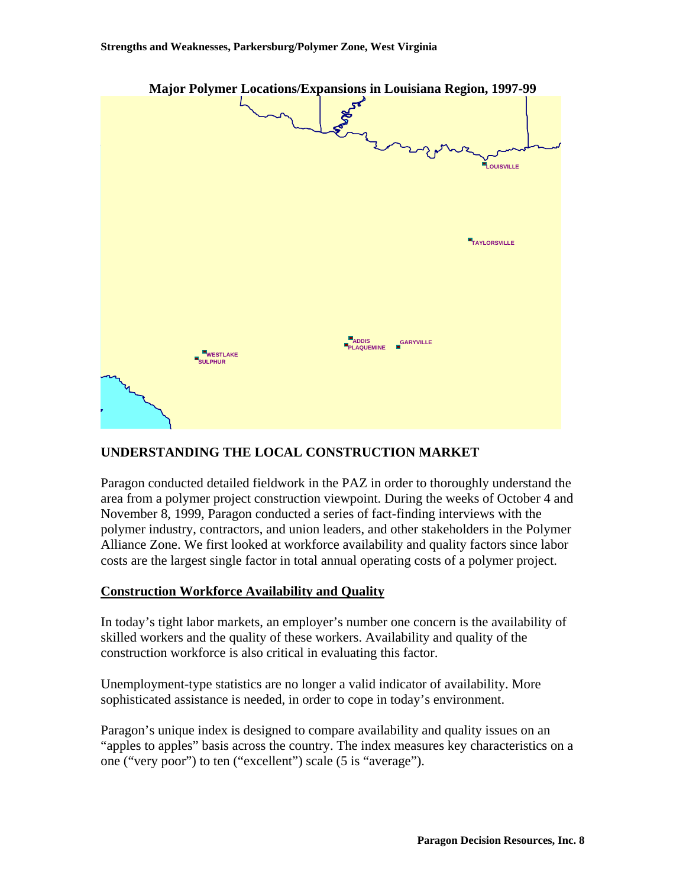**Major Polymer Locations/Expansions in Louisiana Region, 1997-99**

LOUISVILLE

TAYLORSVILLE

ADDIS

PLAQUEMINE

GARYVILLE

WESTLAKE

SULPHUR

## UNDERSTANDING THE LOCAL CONSTRUCTION MARKET

Paragon conducted detailed fieldwork in the PAZ in order to thoroughly understand the area from a polymer project construction viewpoint. During the weeks of October 4 and November 8, 1999, Paragon conducted a series of fact-finding interviews with the polymer industry, contractors, and union leaders, and other stakeholders in the Polymer Alliance Zone. We first looked at workforce availability and quality factors since labor costs are the largest single factor in total annual operating costs of a polymer project.

### Construction Workforce Availability and Quality

In today's tight labor markets, an employer's number one concern is the availability of skilled workers and the quality of these workers. Availability and quality of the construction workforce is also critical in evaluating this factor.

Unemployment-type statistics are no longer a valid indicator of availability. More sophisticated assistance is needed, in order to cope in today's environment.

Paragon's unique index is designed to compare availability and quality issues on an "apples to apples" basis across the country. The index measures key characteristics on a one ("very poor") to ten ("excellent") scale (5 is "average").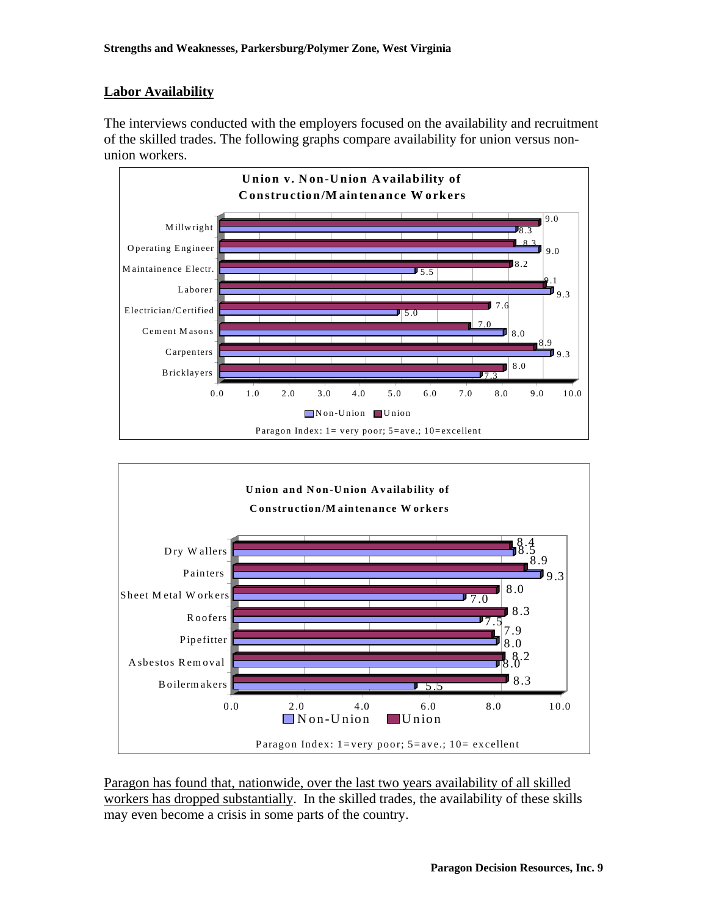## Labor Availability

The interviews conducted with the employers focused on the availability and recruitment of the skilled trades. The following graphs compare availability for union versus non-union workers.

**Union v. Non-Union Availability of Construction/Maintenance Workers**

| | Non-Union | Union |
|---|---|---|
| Millwright | 8.3 | 9.0 |
| Operating Engineer | 9.0 | 8.3 |
| Maintainence Electr. | 5.5 | 8.2 |
| Laborer | 9.3 | 9.1 |
| Electrician/Certified | 5.0 | 7.6 |
| Cement Masons | 8.0 | 7.0 |
| Carpenters | 9.3 | 8.9 |
| Bricklayers | 7.3 | 8.0 |

Paragon Index: 1= very poor; 5=ave.; 10=excellent

**Union and Non-Union Availability of Construction/Maintenance Workers**

| | Non-Union | Union |
|---|---|---|
| Dry Wallers | 8.5 | 8.4 |
| Painters | 9.3 | 8.9 |
| Sheet Metal Workers | 7.0 | 8.0 |
| Roofers | 7.5 | 8.3 |
| Pipefitter | 8.0 | 7.9 |
| Asbestos Removal | 8.0 | 8.2 |
| Boilermakers | 5.5 | 8.3 |

Paragon Index: 1=very poor; 5=ave.; 10= excellent

Paragon has found that, nationwide, over the last two years availability of all skilled workers has dropped substantially. In the skilled trades, the availability of these skills may even become a crisis in some parts of the country.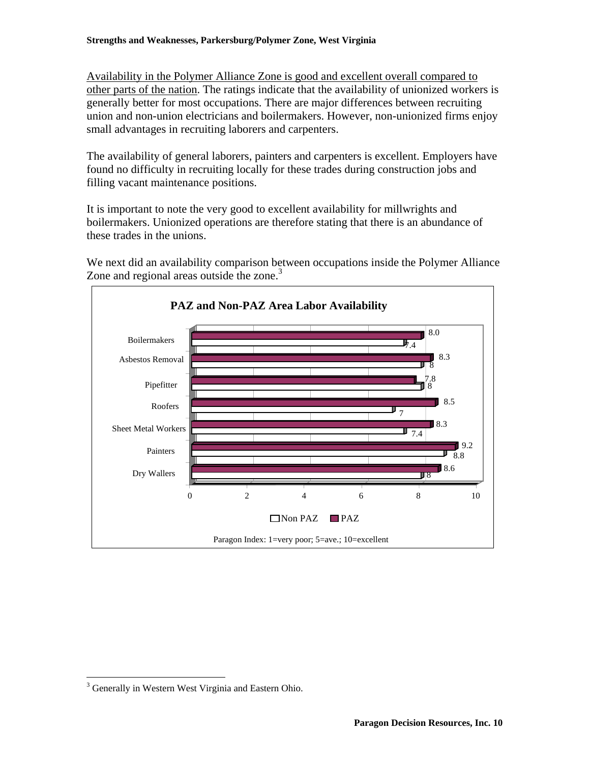Availability in the Polymer Alliance Zone is good and excellent overall compared to other parts of the nation. The ratings indicate that the availability of unionized workers is generally better for most occupations. There are major differences between recruiting union and non-union electricians and boilermakers. However, non-unionized firms enjoy small advantages in recruiting laborers and carpenters.

The availability of general laborers, painters and carpenters is excellent. Employers have found no difficulty in recruiting locally for these trades during construction jobs and filling vacant maintenance positions.

It is important to note the very good to excellent availability for millwrights and boilermakers. Unionized operations are therefore stating that there is an abundance of these trades in the unions.

We next did an availability comparison between occupations inside the Polymer Alliance Zone and regional areas outside the zone.[3]

**PAZ and Non-PAZ Area Labor Availability**

| Occupation | PAZ | Non PAZ |
|---|---|---|
| Boilermakers | 8.0 | 7.4 |
| Asbestos Removal | 8.3 | 8 |
| Pipefitter | 7.8 | 8 |
| Roofers | 8.5 | 7 |
| Sheet Metal Workers | 8.3 | 7.4 |
| Painters | 9.2 | 8.8 |
| Dry Wallers | 8.6 | 8 |

Paragon Index: 1=very poor; 5=ave.; 10=excellent

[3] Generally in Western West Virginia and Eastern Ohio.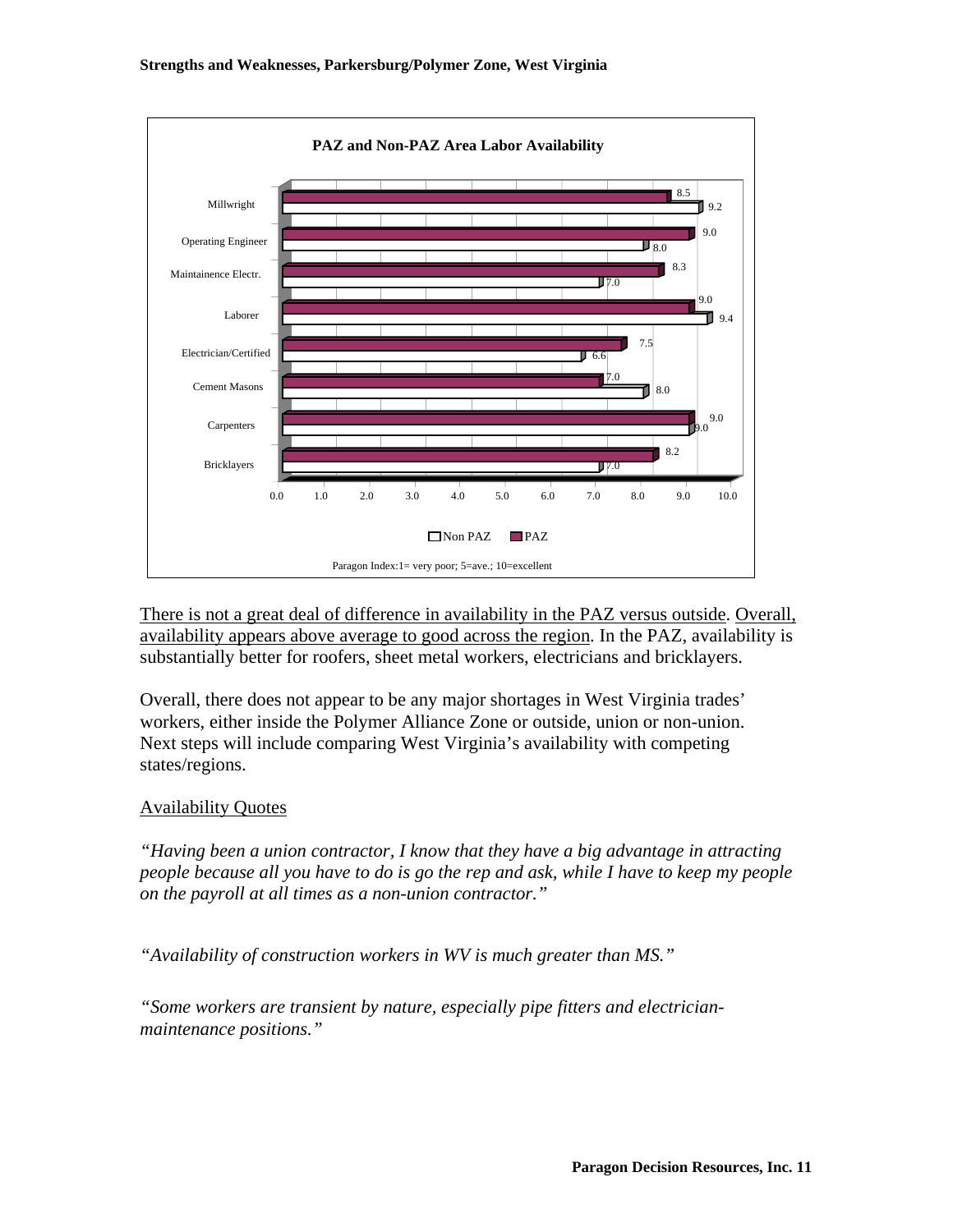**PAZ and Non-PAZ Area Labor Availability**

| | Non PAZ | PAZ |
|---|---|---|
| Millwright | 9.2 | 8.5 |
| Operating Engineer | 8.0 | 9.0 |
| Maintainence Electr. | 7.0 | 8.3 |
| Laborer | 9.4 | 9.0 |
| Electrician/Certified | 6.6 | 7.5 |
| Cement Masons | 8.0 | 7.0 |
| Carpenters | 9.0 | 9.0 |
| Bricklayers | 7.0 | 8.2 |

Paragon Index:1= very poor; 5=ave.; 10=excellent

<u>There is not a great deal of difference in availability in the PAZ versus outside</u>. <u>Overall, availability appears above average to good across the region</u>. In the PAZ, availability is substantially better for roofers, sheet metal workers, electricians and bricklayers.

Overall, there does not appear to be any major shortages in West Virginia trades' workers, either inside the Polymer Alliance Zone or outside, union or non-union. Next steps will include comparing West Virginia's availability with competing states/regions.

<u>Availability Quotes</u>

*"Having been a union contractor, I know that they have a big advantage in attracting people because all you have to do is go the rep and ask, while I have to keep my people on the payroll at all times as a non-union contractor."*

*"Availability of construction workers in WV is much greater than MS."*

*"Some workers are transient by nature, especially pipe fitters and electrician-maintenance positions."*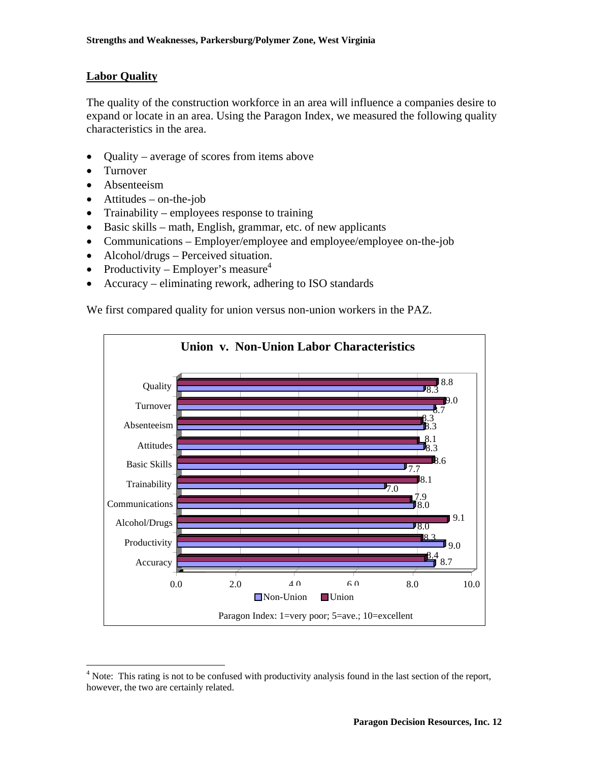## Labor Quality

The quality of the construction workforce in an area will influence a companies desire to expand or locate in an area. Using the Paragon Index, we measured the following quality characteristics in the area.

- Quality – average of scores from items above
- Turnover
- Absenteeism
- Attitudes – on-the-job
- Trainability – employees response to training
- Basic skills – math, English, grammar, etc. of new applicants
- Communications – Employer/employee and employee/employee on-the-job
- Alcohol/drugs – Perceived situation.
- Productivity – Employer's measure[4]
- Accuracy – eliminating rework, adhering to ISO standards

We first compared quality for union versus non-union workers in the PAZ.

**Union v. Non-Union Labor Characteristics**

| | Union | Non-Union |
|---|---|---|
| Quality | 8.8 | 8.3 |
| Turnover | 9.0 | 8.7 |
| Absenteeism | 8.3 | 8.3 |
| Attitudes | 8.1 | 8.3 |
| Basic Skills | 8.6 | 7.7 |
| Trainability | 8.1 | 7.0 |
| Communications | 7.9 | 8.0 |
| Alcohol/Drugs | 9.1 | 8.0 |
| Productivity | 8.3 | 9.0 |
| Accuracy | 8.4 | 8.7 |

Paragon Index: 1=very poor; 5=ave.; 10=excellent

[4] Note: This rating is not to be confused with productivity analysis found in the last section of the report, however, the two are certainly related.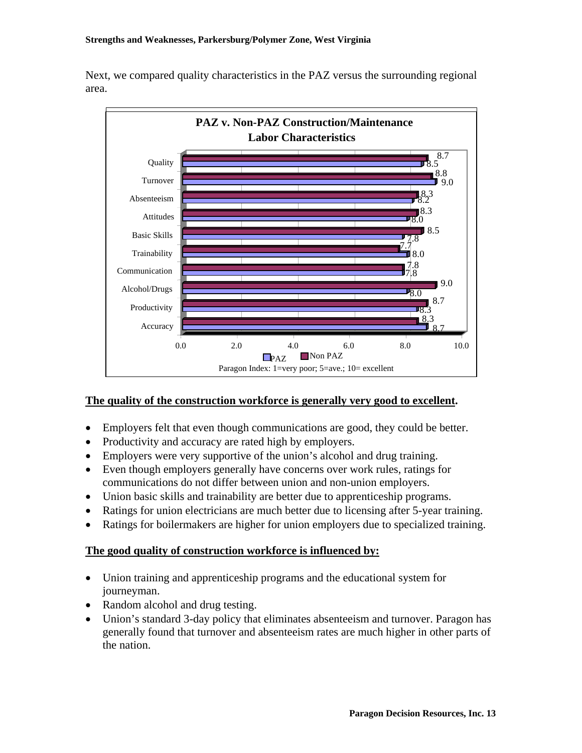Next, we compared quality characteristics in the PAZ versus the surrounding regional area.

**PAZ v. Non-PAZ Construction/Maintenance Labor Characteristics**

| Characteristic | PAZ | Non PAZ |
|---|---|---|
| Quality | 8.5 | 8.7 |
| Turnover | 9.0 | 8.8 |
| Absenteeism | 8.2 | 8.3 |
| Attitudes | 8.0 | 8.3 |
| Basic Skills | 7.8 | 8.5 |
| Trainability | 8.0 | 7.7 |
| Communication | 7.8 | 7.8 |
| Alcohol/Drugs | 8.0 | 9.0 |
| Productivity | 8.3 | 8.7 |
| Accuracy | 8.7 | 8.3 |

Paragon Index: 1=very poor; 5=ave.; 10= excellent

**The quality of the construction workforce is generally very good to excellent.**

- Employers felt that even though communications are good, they could be better.
- Productivity and accuracy are rated high by employers.
- Employers were very supportive of the union's alcohol and drug training.
- Even though employers generally have concerns over work rules, ratings for communications do not differ between union and non-union employers.
- Union basic skills and trainability are better due to apprenticeship programs.
- Ratings for union electricians are much better due to licensing after 5-year training.
- Ratings for boilermakers are higher for union employers due to specialized training.

**The good quality of construction workforce is influenced by:**

- Union training and apprenticeship programs and the educational system for journeyman.
- Random alcohol and drug testing.
- Union's standard 3-day policy that eliminates absenteeism and turnover. Paragon has generally found that turnover and absenteeism rates are much higher in other parts of the nation.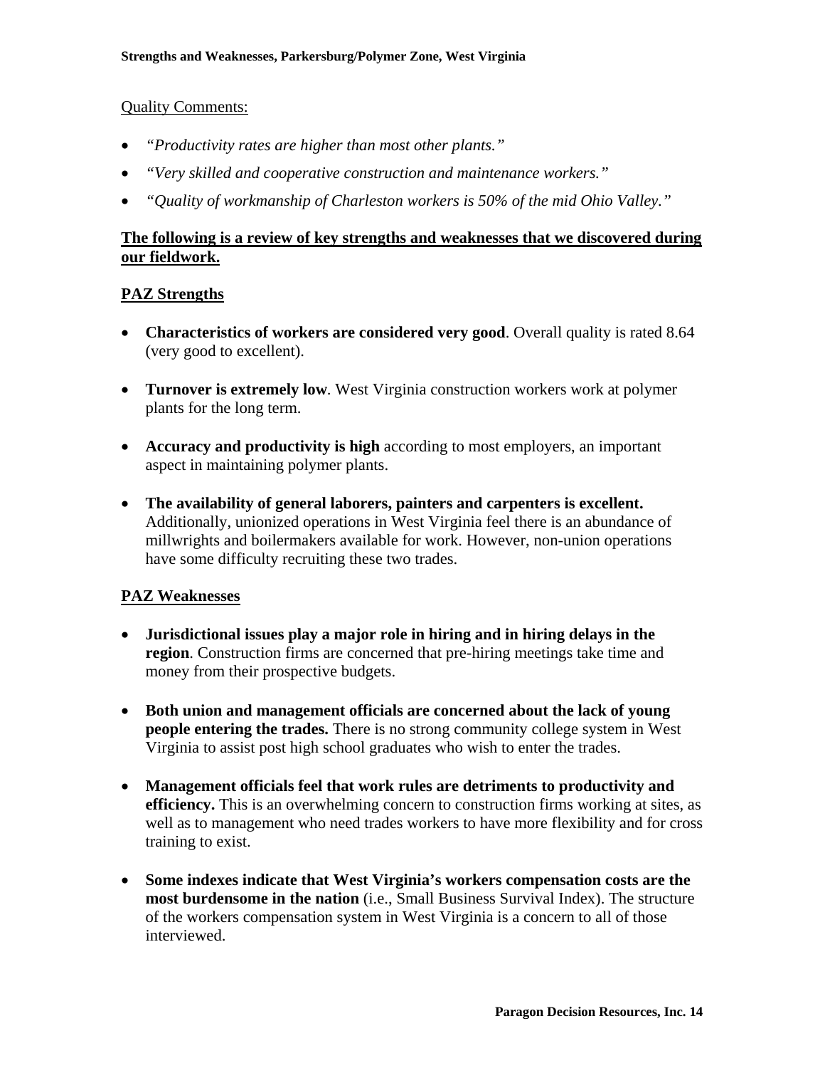Quality Comments:

- *"Productivity rates are higher than most other plants."*
- *"Very skilled and cooperative construction and maintenance workers."*
- *"Quality of workmanship of Charleston workers is 50% of the mid Ohio Valley."*

**The following is a review of key strengths and weaknesses that we discovered during our fieldwork.**

## PAZ Strengths

- **Characteristics of workers are considered very good**. Overall quality is rated 8.64 (very good to excellent).
- **Turnover is extremely low**. West Virginia construction workers work at polymer plants for the long term.
- **Accuracy and productivity is high** according to most employers, an important aspect in maintaining polymer plants.
- **The availability of general laborers, painters and carpenters is excellent.** Additionally, unionized operations in West Virginia feel there is an abundance of millwrights and boilermakers available for work. However, non-union operations have some difficulty recruiting these two trades.

## PAZ Weaknesses

- **Jurisdictional issues play a major role in hiring and in hiring delays in the region**. Construction firms are concerned that pre-hiring meetings take time and money from their prospective budgets.
- **Both union and management officials are concerned about the lack of young people entering the trades.** There is no strong community college system in West Virginia to assist post high school graduates who wish to enter the trades.
- **Management officials feel that work rules are detriments to productivity and efficiency.** This is an overwhelming concern to construction firms working at sites, as well as to management who need trades workers to have more flexibility and for cross training to exist.
- **Some indexes indicate that West Virginia's workers compensation costs are the most burdensome in the nation** (i.e., Small Business Survival Index). The structure of the workers compensation system in West Virginia is a concern to all of those interviewed.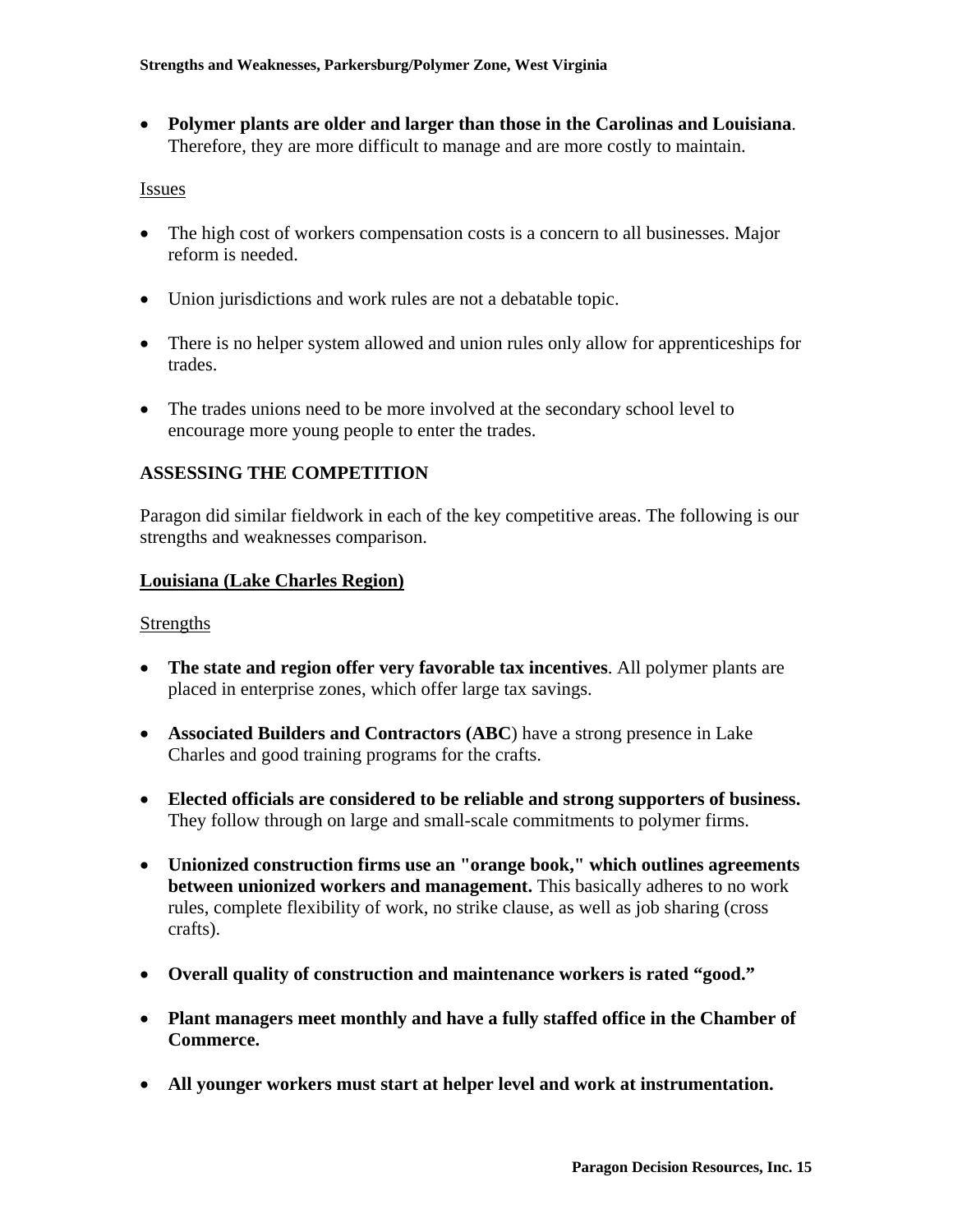- **Polymer plants are older and larger than those in the Carolinas and Louisiana**. Therefore, they are more difficult to manage and are more costly to maintain.

Issues

- The high cost of workers compensation costs is a concern to all businesses. Major reform is needed.
- Union jurisdictions and work rules are not a debatable topic.
- There is no helper system allowed and union rules only allow for apprenticeships for trades.
- The trades unions need to be more involved at the secondary school level to encourage more young people to enter the trades.

## ASSESSING THE COMPETITION

Paragon did similar fieldwork in each of the key competitive areas. The following is our strengths and weaknesses comparison.

### Louisiana (Lake Charles Region)

Strengths

- **The state and region offer very favorable tax incentives**. All polymer plants are placed in enterprise zones, which offer large tax savings.
- **Associated Builders and Contractors (ABC**) have a strong presence in Lake Charles and good training programs for the crafts.
- **Elected officials are considered to be reliable and strong supporters of business.** They follow through on large and small-scale commitments to polymer firms.
- **Unionized construction firms use an "orange book," which outlines agreements between unionized workers and management.** This basically adheres to no work rules, complete flexibility of work, no strike clause, as well as job sharing (cross crafts).
- **Overall quality of construction and maintenance workers is rated "good."**
- **Plant managers meet monthly and have a fully staffed office in the Chamber of Commerce.**
- **All younger workers must start at helper level and work at instrumentation.**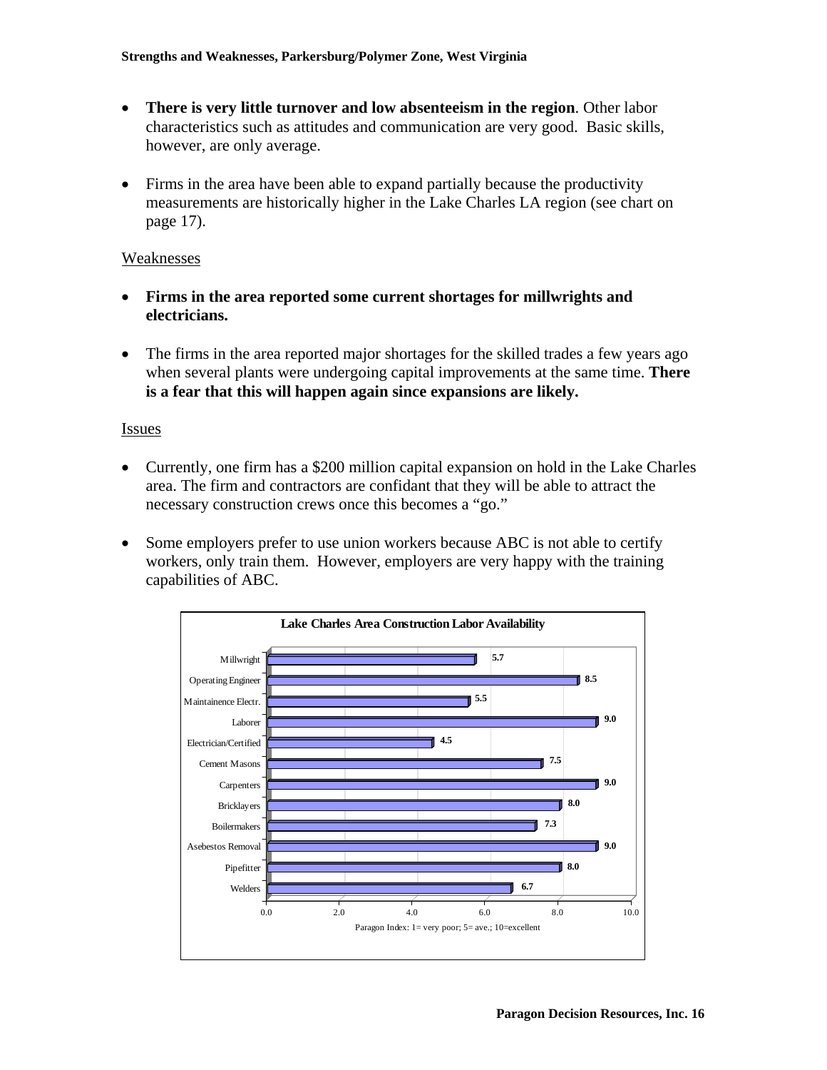- **There is very little turnover and low absenteeism in the region**. Other labor characteristics such as attitudes and communication are very good. Basic skills, however, are only average.

- Firms in the area have been able to expand partially because the productivity measurements are historically higher in the Lake Charles LA region (see chart on page 17).

## Weaknesses

- **Firms in the area reported some current shortages for millwrights and electricians.**

- The firms in the area reported major shortages for the skilled trades a few years ago when several plants were undergoing capital improvements at the same time. **There is a fear that this will happen again since expansions are likely.**

## Issues

- Currently, one firm has a $200 million capital expansion on hold in the Lake Charles area. The firm and contractors are confidant that they will be able to attract the necessary construction crews once this becomes a "go."

- Some employers prefer to use union workers because ABC is not able to certify workers, only train them. However, employers are very happy with the training capabilities of ABC.

**Lake Charles Area Construction Labor Availability**

| Trade | Paragon Index |
|---|---|
| Millwright | 5.7 |
| Operating Engineer | 8.5 |
| Maintainence Electr. | 5.5 |
| Laborer | 9.0 |
| Electrician/Certified | 4.5 |
| Cement Masons | 7.5 |
| Carpenters | 9.0 |
| Bricklayers | 8.0 |
| Boilermakers | 7.3 |
| Asebestos Removal | 9.0 |
| Pipefitter | 8.0 |
| Welders | 6.7 |

Paragon Index: 1= very poor; 5= ave.; 10=excellent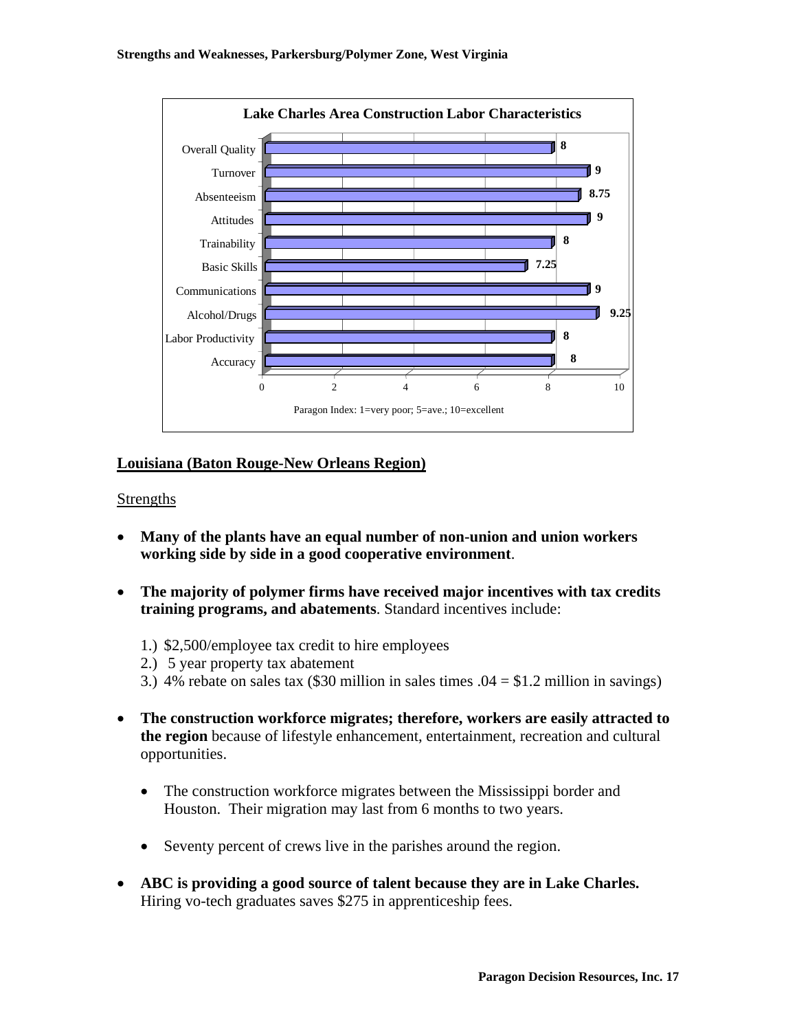**Strengths and Weaknesses, Parkersburg/Polymer Zone, West Virginia**

**Lake Charles Area Construction Labor Characteristics**

| Characteristic | Paragon Index |
|---|---|
| Overall Quality | 8 |
| Turnover | 9 |
| Absenteeism | 8.75 |
| Attitudes | 9 |
| Trainability | 8 |
| Basic Skills | 7.25 |
| Communications | 9 |
| Alcohol/Drugs | 9.25 |
| Labor Productivity | 8 |
| Accuracy | 8 |

Paragon Index: 1=very poor; 5=ave.; 10=excellent

## Louisiana (Baton Rouge-New Orleans Region)

Strengths

- **Many of the plants have an equal number of non-union and union workers working side by side in a good cooperative environment**.
- **The majority of polymer firms have received major incentives with tax credits training programs, and abatements**. Standard incentives include:

  1.) $2,500/employee tax credit to hire employees
  2.) 5 year property tax abatement
  3.) 4% rebate on sales tax ($30 million in sales times .04 = $1.2 million in savings)

- **The construction workforce migrates; therefore, workers are easily attracted to the region** because of lifestyle enhancement, entertainment, recreation and cultural opportunities.
  - The construction workforce migrates between the Mississippi border and Houston. Their migration may last from 6 months to two years.
  - Seventy percent of crews live in the parishes around the region.
- **ABC is providing a good source of talent because they are in Lake Charles.** Hiring vo-tech graduates saves $275 in apprenticeship fees.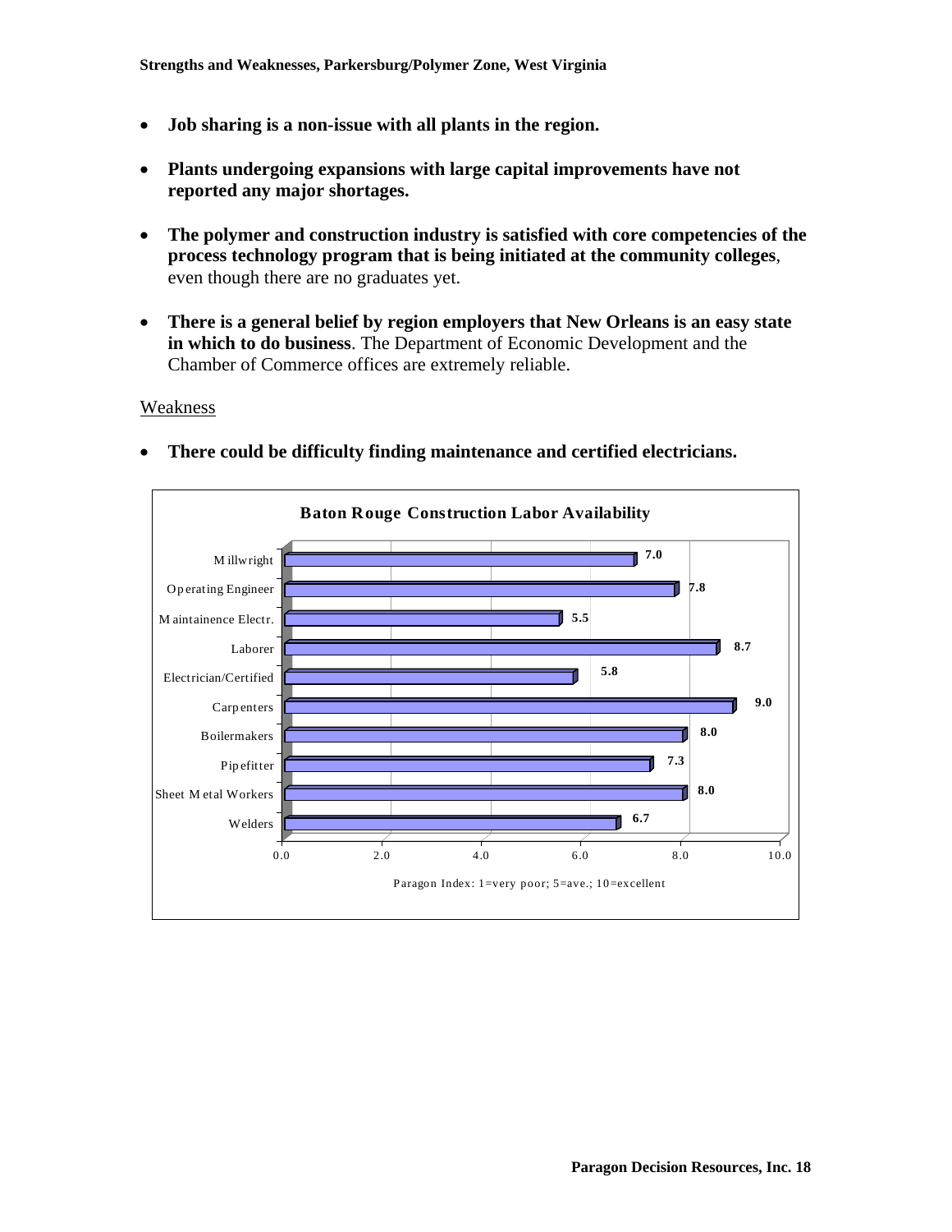- **Job sharing is a non-issue with all plants in the region.**

- **Plants undergoing expansions with large capital improvements have not reported any major shortages.**

- **The polymer and construction industry is satisfied with core competencies of the process technology program that is being initiated at the community colleges**, even though there are no graduates yet.

- **There is a general belief by region employers that New Orleans is an easy state in which to do business**. The Department of Economic Development and the Chamber of Commerce offices are extremely reliable.

Weakness

- **There could be difficulty finding maintenance and certified electricians.**

**Baton Rouge Construction Labor Availability**

| Trade | Paragon Index |
|---|---|
| Millwright | 7.0 |
| Operating Engineer | 7.8 |
| Maintainence Electr. | 5.5 |
| Laborer | 8.7 |
| Electrician/Certified | 5.8 |
| Carpenters | 9.0 |
| Boilermakers | 8.0 |
| Pipefitter | 7.3 |
| Sheet Metal Workers | 8.0 |
| Welders | 6.7 |

Paragon Index: 1=very poor; 5=ave.; 10=excellent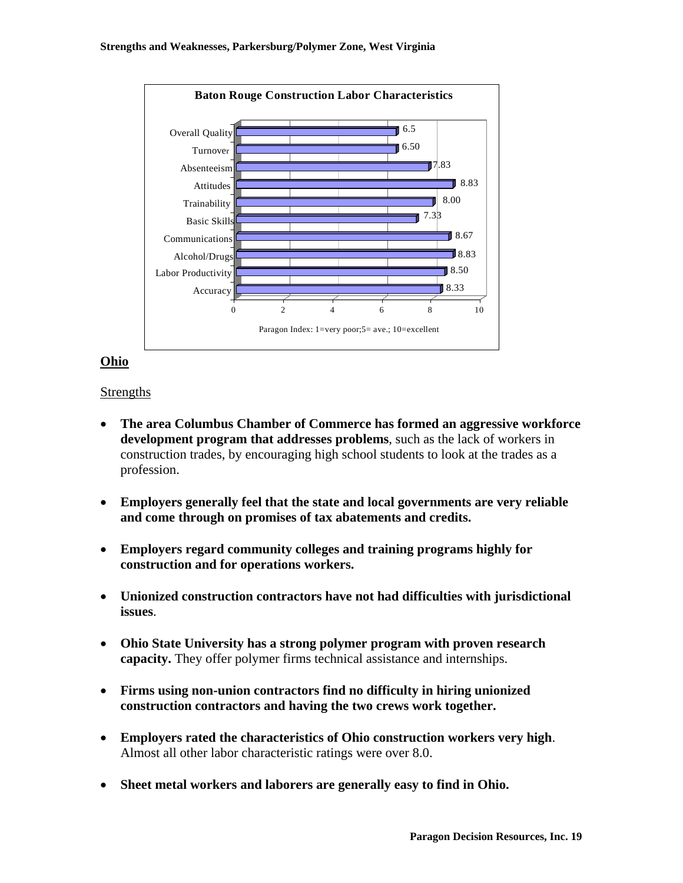**Baton Rouge Construction Labor Characteristics**

| Characteristic | Paragon Index |
|---|---|
| Overall Quality | 6.5 |
| Turnover | 6.50 |
| Absenteeism | 7.83 |
| Attitudes | 8.83 |
| Trainability | 8.00 |
| Basic Skills | 7.33 |
| Communications | 8.67 |
| Alcohol/Drugs | 8.83 |
| Labor Productivity | 8.50 |
| Accuracy | 8.33 |

Paragon Index: 1=very poor;5= ave.; 10=excellent

## Ohio

Strengths

- **The area Columbus Chamber of Commerce has formed an aggressive workforce development program that addresses problems**, such as the lack of workers in construction trades, by encouraging high school students to look at the trades as a profession.

- **Employers generally feel that the state and local governments are very reliable and come through on promises of tax abatements and credits.**

- **Employers regard community colleges and training programs highly for construction and for operations workers.**

- **Unionized construction contractors have not had difficulties with jurisdictional issues**.

- **Ohio State University has a strong polymer program with proven research capacity.** They offer polymer firms technical assistance and internships.

- **Firms using non-union contractors find no difficulty in hiring unionized construction contractors and having the two crews work together.**

- **Employers rated the characteristics of Ohio construction workers very high**. Almost all other labor characteristic ratings were over 8.0.

- **Sheet metal workers and laborers are generally easy to find in Ohio.**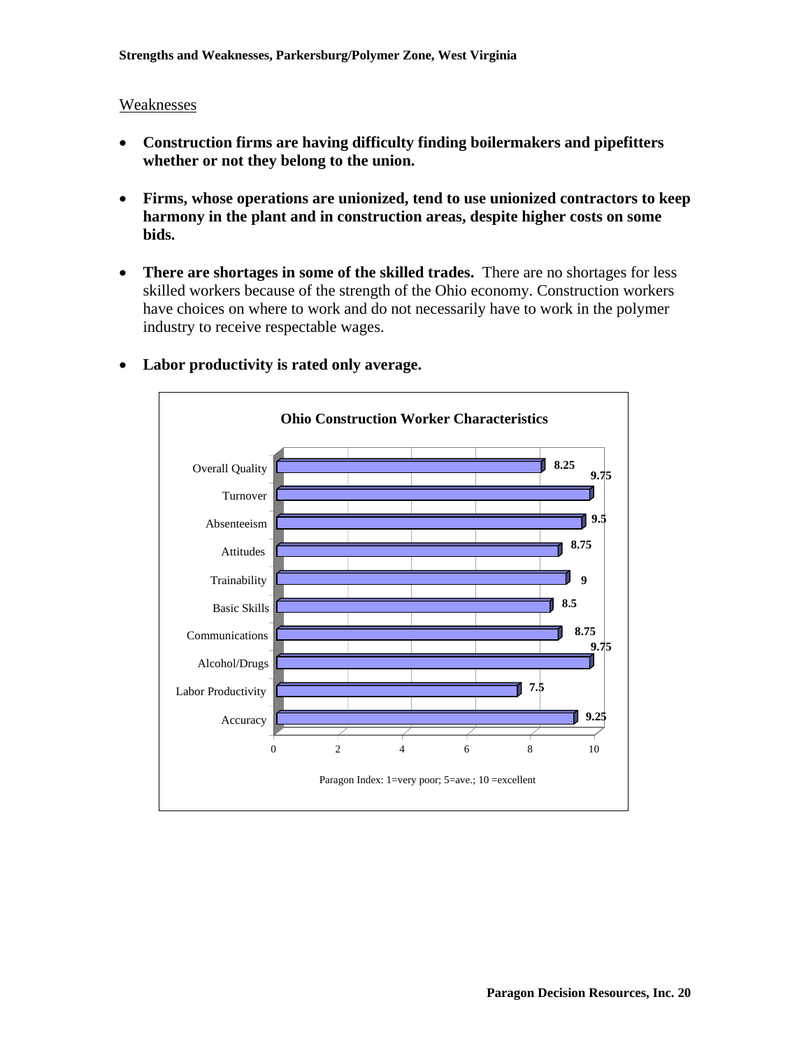Weaknesses

- **Construction firms are having difficulty finding boilermakers and pipefitters whether or not they belong to the union.**

- **Firms, whose operations are unionized, tend to use unionized contractors to keep harmony in the plant and in construction areas, despite higher costs on some bids.**

- **There are shortages in some of the skilled trades.** There are no shortages for less skilled workers because of the strength of the Ohio economy. Construction workers have choices on where to work and do not necessarily have to work in the polymer industry to receive respectable wages.

- **Labor productivity is rated only average.**

**Ohio Construction Worker Characteristics**

| Characteristic | Paragon Index |
|---|---|
| Overall Quality | 8.25 |
| Turnover | 9.75 |
| Absenteeism | 9.5 |
| Attitudes | 8.75 |
| Trainability | 9 |
| Basic Skills | 8.5 |
| Communications | 8.75 |
| Alcohol/Drugs | 9.75 |
| Labor Productivity | 7.5 |
| Accuracy | 9.25 |

Paragon Index: 1=very poor; 5=ave.; 10 =excellent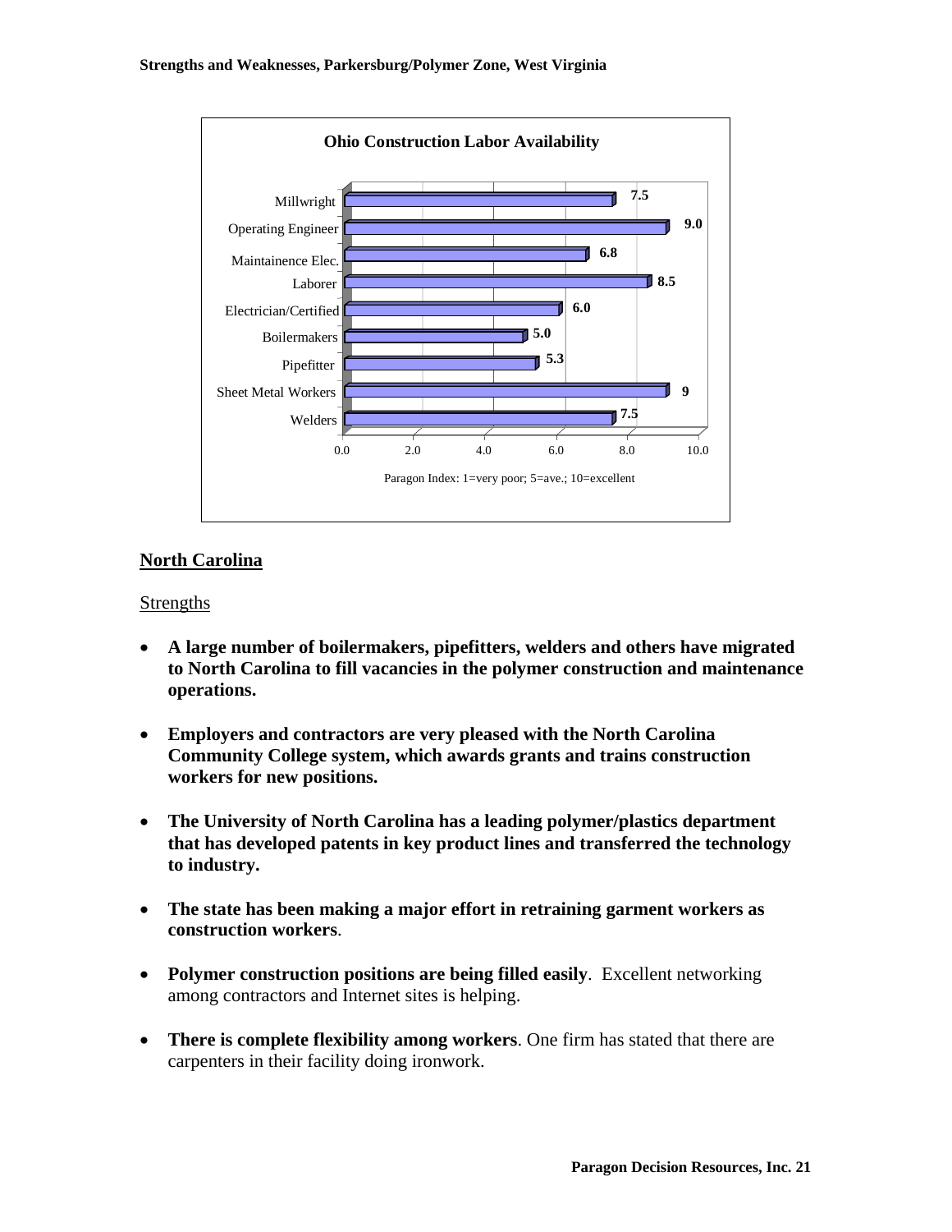**Ohio Construction Labor Availability**

| Trade | Paragon Index |
|---|---|
| Millwright | 7.5 |
| Operating Engineer | 9.0 |
| Maintainence Elec. | 6.8 |
| Laborer | 8.5 |
| Electrician/Certified | 6.0 |
| Boilermakers | 5.0 |
| Pipefitter | 5.3 |
| Sheet Metal Workers | 9 |
| Welders | 7.5 |

Paragon Index: 1=very poor; 5=ave.; 10=excellent

## North Carolina

Strengths

- **A large number of boilermakers, pipefitters, welders and others have migrated to North Carolina to fill vacancies in the polymer construction and maintenance operations.**
- **Employers and contractors are very pleased with the North Carolina Community College system, which awards grants and trains construction workers for new positions.**
- **The University of North Carolina has a leading polymer/plastics department that has developed patents in key product lines and transferred the technology to industry.**
- **The state has been making a major effort in retraining garment workers as construction workers**.
- **Polymer construction positions are being filled easily**. Excellent networking among contractors and Internet sites is helping.
- **There is complete flexibility among workers**. One firm has stated that there are carpenters in their facility doing ironwork.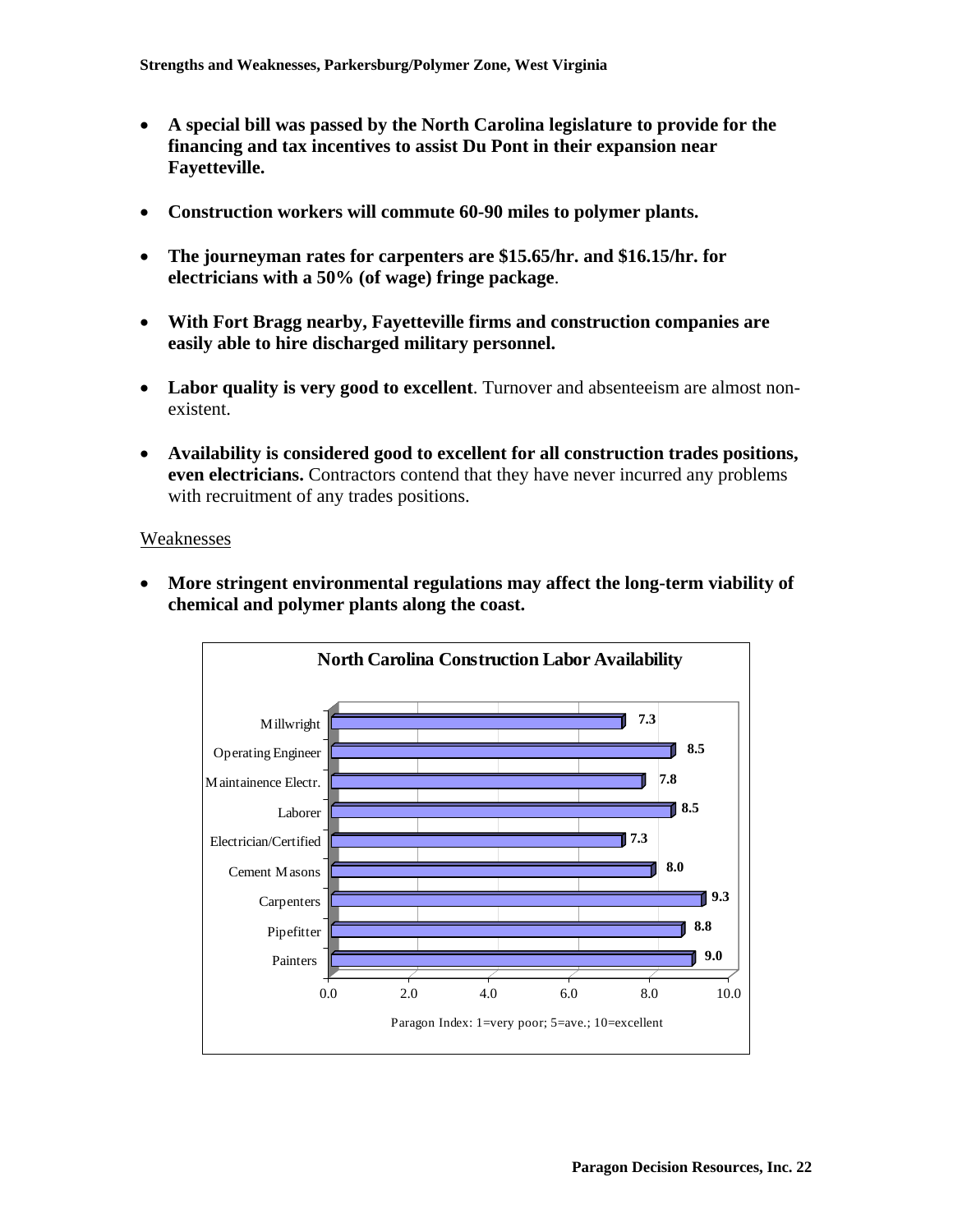- **A special bill was passed by the North Carolina legislature to provide for the financing and tax incentives to assist Du Pont in their expansion near Fayetteville.**

- **Construction workers will commute 60-90 miles to polymer plants.**

- **The journeyman rates for carpenters are $15.65/hr. and $16.15/hr. for electricians with a 50% (of wage) fringe package**.

- **With Fort Bragg nearby, Fayetteville firms and construction companies are easily able to hire discharged military personnel.**

- **Labor quality is very good to excellent**. Turnover and absenteeism are almost non-existent.

- **Availability is considered good to excellent for all construction trades positions, even electricians.** Contractors contend that they have never incurred any problems with recruitment of any trades positions.

Weaknesses

- **More stringent environmental regulations may affect the long-term viability of chemical and polymer plants along the coast.**

**North Carolina Construction Labor Availability**

| Position | Paragon Index |
|---|---|
| Millwright | 7.3 |
| Operating Engineer | 8.5 |
| Maintainence Electr. | 7.8 |
| Laborer | 8.5 |
| Electrician/Certified | 7.3 |
| Cement Masons | 8.0 |
| Carpenters | 9.3 |
| Pipefitter | 8.8 |
| Painters | 9.0 |

Paragon Index: 1=very poor; 5=ave.; 10=excellent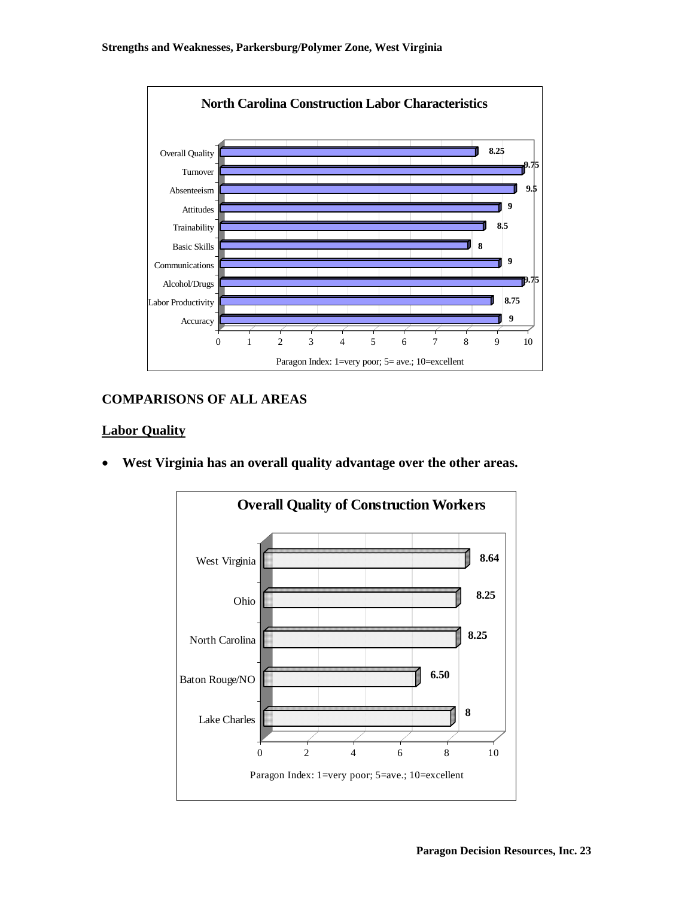**North Carolina Construction Labor Characteristics**

| Characteristic | Paragon Index |
|---|---|
| Overall Quality | 8.25 |
| Turnover | 9.75 |
| Absenteeism | 9.5 |
| Attitudes | 9 |
| Trainability | 8.5 |
| Basic Skills | 8 |
| Communications | 9 |
| Alcohol/Drugs | 9.75 |
| Labor Productivity | 8.75 |
| Accuracy | 9 |

Paragon Index: 1=very poor; 5= ave.; 10=excellent

## COMPARISONS OF ALL AREAS

### Labor Quality

- **West Virginia has an overall quality advantage over the other areas.**

**Overall Quality of Construction Workers**

| Area | Paragon Index |
|---|---|
| West Virginia | 8.64 |
| Ohio | 8.25 |
| North Carolina | 8.25 |
| Baton Rouge/NO | 6.50 |
| Lake Charles | 8 |

Paragon Index: 1=very poor; 5=ave.; 10=excellent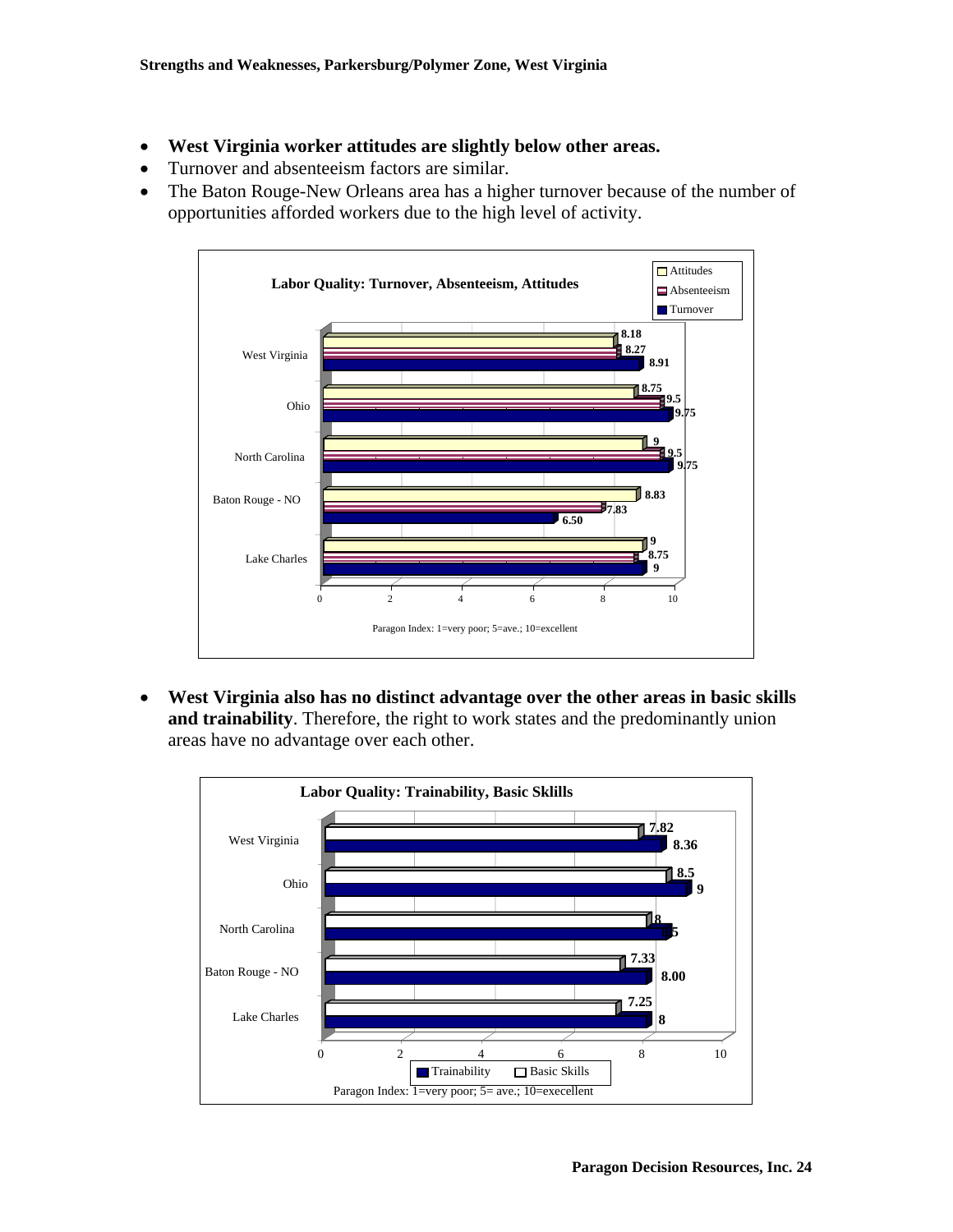- **West Virginia worker attitudes are slightly below other areas.**
- Turnover and absenteeism factors are similar.
- The Baton Rouge-New Orleans area has a higher turnover because of the number of opportunities afforded workers due to the high level of activity.

**Labor Quality: Turnover, Absenteeism, Attitudes**

| | Attitudes | Absenteeism | Turnover |
|---|---|---|---|
| West Virginia | 8.18 | 8.27 | 8.91 |
| Ohio | 8.75 | 9.5 | 9.75 |
| North Carolina | 9 | 9.5 | 9.75 |
| Baton Rouge - NO | 8.83 | 7.83 | 6.50 |
| Lake Charles | 9 | 8.75 | 9 |

Paragon Index: 1=very poor; 5=ave.; 10=excellent

- **West Virginia also has no distinct advantage over the other areas in basic skills and trainability**. Therefore, the right to work states and the predominantly union areas have no advantage over each other.

**Labor Quality: Trainability, Basic Sklills**

| | Basic Skills | Trainability |
|---|---|---|
| West Virginia | 7.82 | 8.36 |
| Ohio | 8.5 | 9 |
| North Carolina | 8 | 8.5 |
| Baton Rouge - NO | 7.33 | 8.00 |
| Lake Charles | 7.25 | 8 |

Paragon Index: 1=very poor; 5= ave.; 10=execellent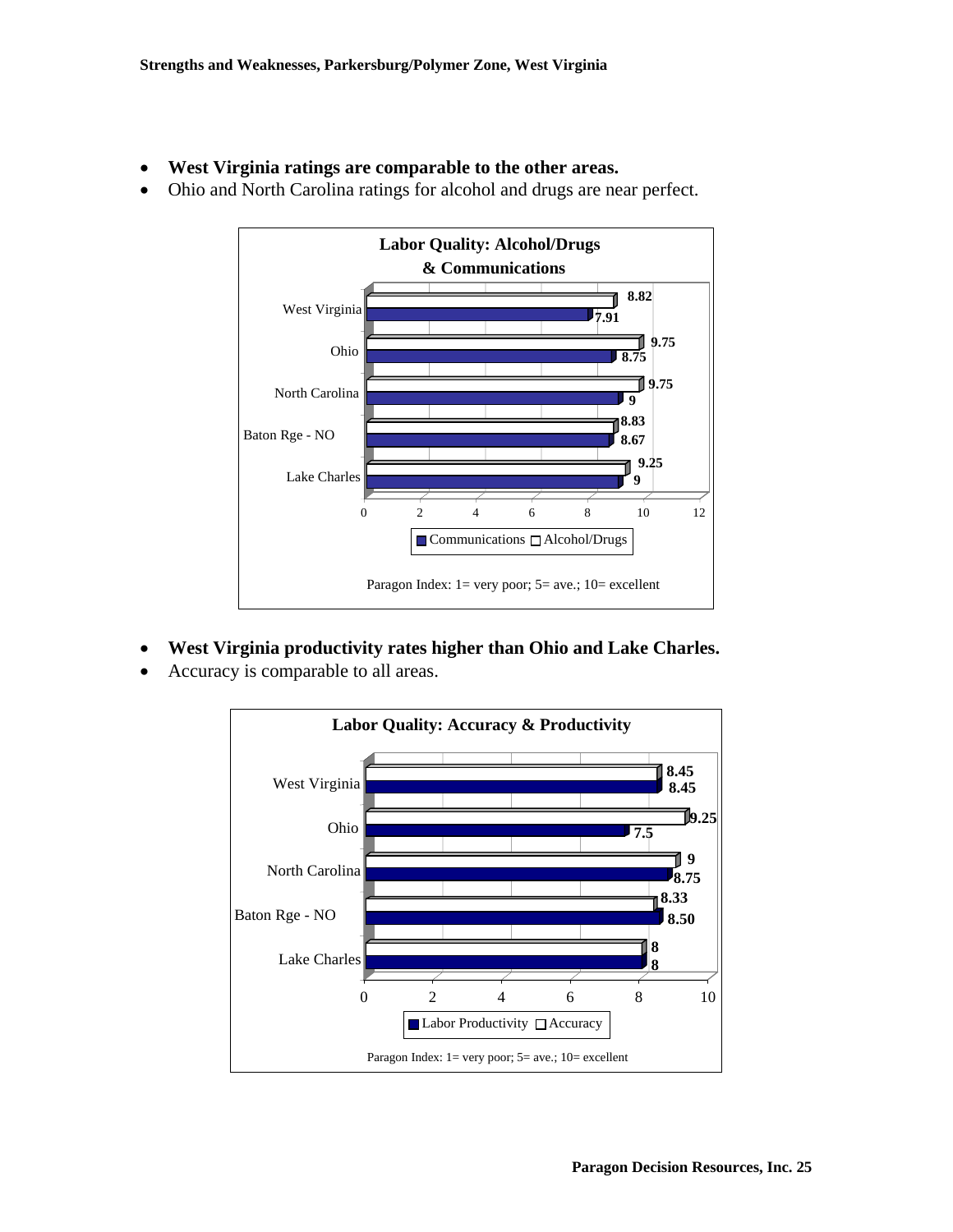- **West Virginia ratings are comparable to the other areas.**
- Ohio and North Carolina ratings for alcohol and drugs are near perfect.

**Labor Quality: Alcohol/Drugs & Communications**

| | Communications | Alcohol/Drugs |
|---|---|---|
| West Virginia | 7.91 | 8.82 |
| Ohio | 8.75 | 9.75 |
| North Carolina | 9 | 9.75 |
| Baton Rge - NO | 8.67 | 8.83 |
| Lake Charles | 9 | 9.25 |

Paragon Index: 1= very poor; 5= ave.; 10= excellent

- **West Virginia productivity rates higher than Ohio and Lake Charles.**
- Accuracy is comparable to all areas.

**Labor Quality: Accuracy & Productivity**

| | Labor Productivity | Accuracy |
|---|---|---|
| West Virginia | 8.45 | 8.45 |
| Ohio | 7.5 | 9.25 |
| North Carolina | 8.75 | 9 |
| Baton Rge - NO | 8.50 | 8.33 |
| Lake Charles | 8 | 8 |

Paragon Index: 1= very poor; 5= ave.; 10= excellent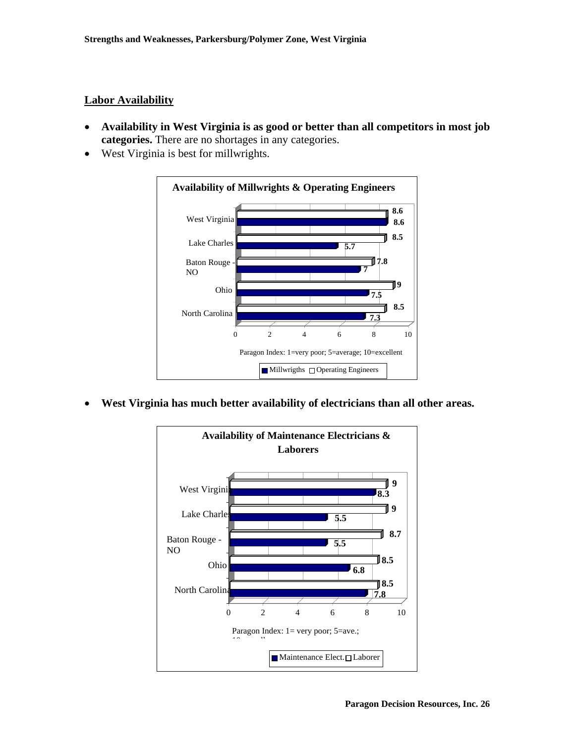## Labor Availability

- **Availability in West Virginia is as good or better than all competitors in most job categories.** There are no shortages in any categories.
- West Virginia is best for millwrights.

**Availability of Millwrights & Operating Engineers**

| | Millwrigths | Operating Engineers |
|---|---|---|
| West Virginia | 8.6 | 8.6 |
| Lake Charles | 5.7 | 8.5 |
| Baton Rouge - NO | 7 | 7.8 |
| Ohio | 7.5 | 9 |
| North Carolina | 7.3 | 8.5 |

Paragon Index: 1=very poor; 5=average; 10=excellent

- **West Virginia has much better availability of electricians than all other areas.**

**Availability of Maintenance Electricians & Laborers**

| | Maintenance Elect. | Laborer |
|---|---|---|
| West Virginia | 8.3 | 9 |
| Lake Charles | 5.5 | 9 |
| Baton Rouge - NO | 5.5 | 8.7 |
| Ohio | 6.8 | 8.5 |
| North Carolina | 7.8 | 8.5 |

Paragon Index: 1= very poor; 5=ave.; 10=excellent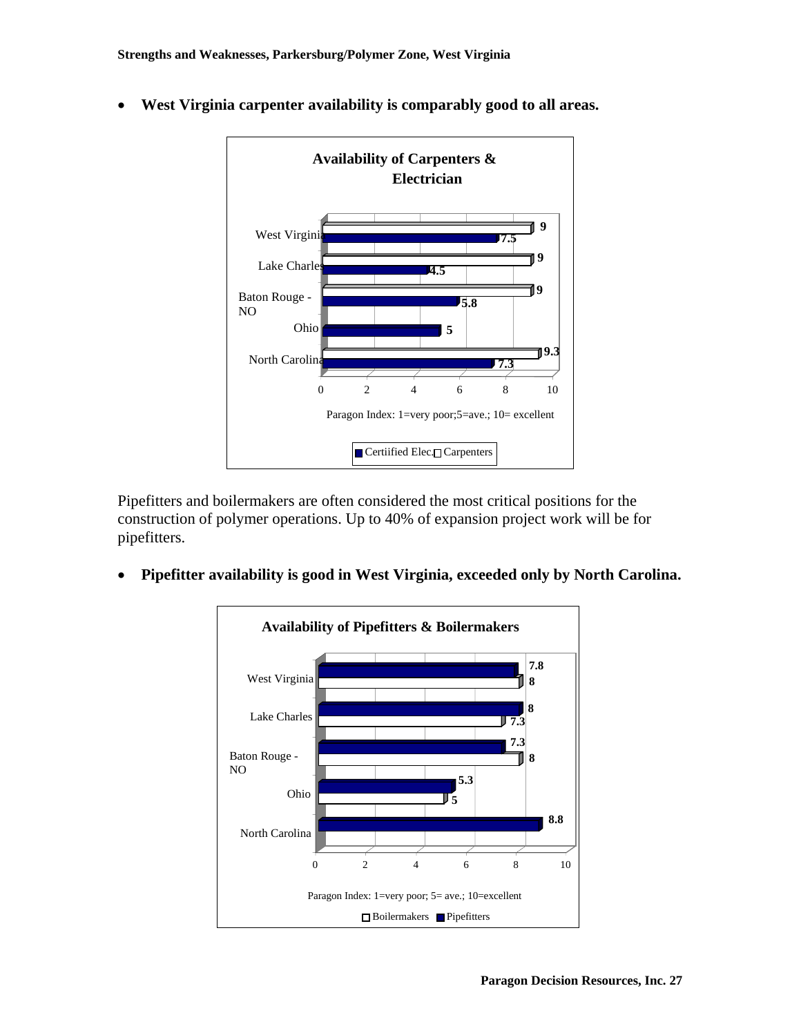- **West Virginia carpenter availability is comparably good to all areas.**

**Availability of Carpenters & Electrician**

| | Certiified Elec. | Carpenters |
|---|---|---|
| West Virginia | 7.5 | 9 |
| Lake Charles | 4.5 | 9 |
| Baton Rouge - NO | 5.8 | 9 |
| Ohio | 5 | |
| North Carolina | 7.3 | 9.3 |

Paragon Index: 1=very poor;5=ave.; 10= excellent

Pipefitters and boilermakers are often considered the most critical positions for the construction of polymer operations. Up to 40% of expansion project work will be for pipefitters.

- **Pipefitter availability is good in West Virginia, exceeded only by North Carolina.**

**Availability of Pipefitters & Boilermakers**

| | Boilermakers | Pipefitters |
|---|---|---|
| West Virginia | 8 | 7.8 |
| Lake Charles | 7.3 | 8 |
| Baton Rouge - NO | 8 | 7.3 |
| Ohio | 5 | 5.3 |
| North Carolina | | 8.8 |

Paragon Index: 1=very poor; 5= ave.; 10=excellent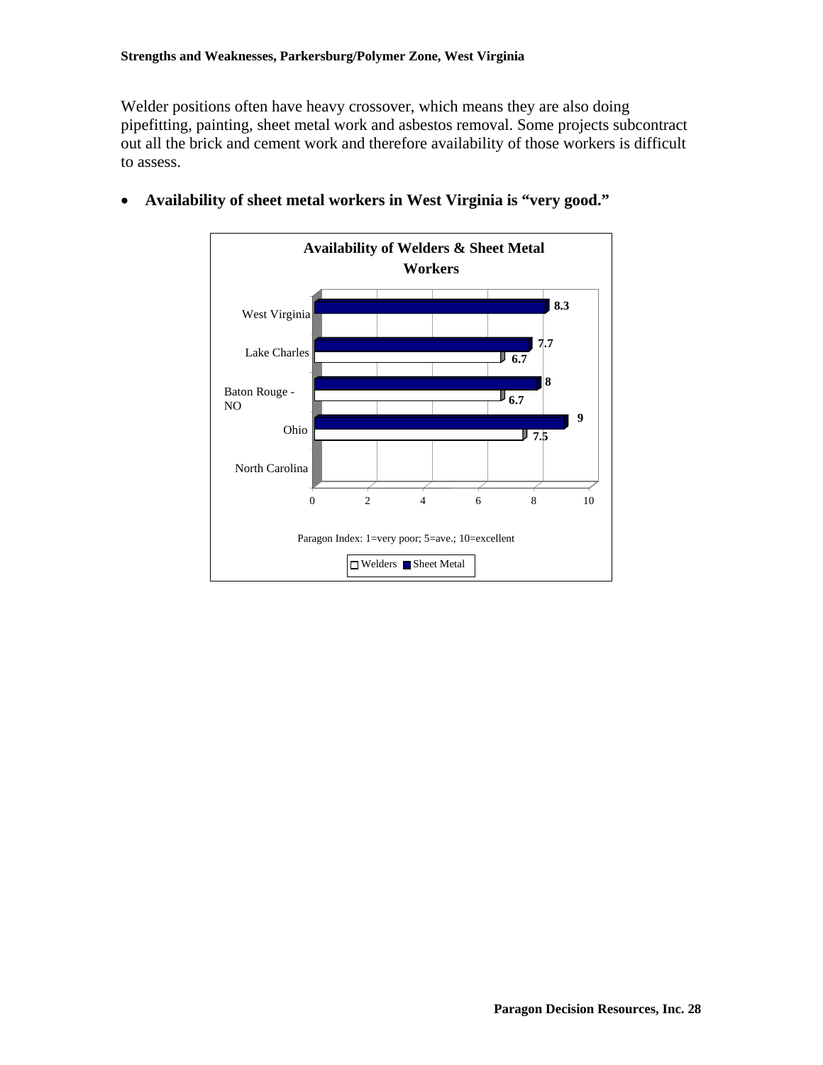Welder positions often have heavy crossover, which means they are also doing pipefitting, painting, sheet metal work and asbestos removal. Some projects subcontract out all the brick and cement work and therefore availability of those workers is difficult to assess.

- **Availability of sheet metal workers in West Virginia is "very good."**

**Availability of Welders & Sheet Metal Workers**

| | Welders | Sheet Metal |
|---|---|---|
| West Virginia | | 8.3 |
| Lake Charles | 6.7 | 7.7 |
| Baton Rouge - NO | 6.7 | 8 |
| Ohio | 7.5 | 9 |
| North Carolina | | |

Paragon Index: 1=very poor; 5=ave.; 10=excellent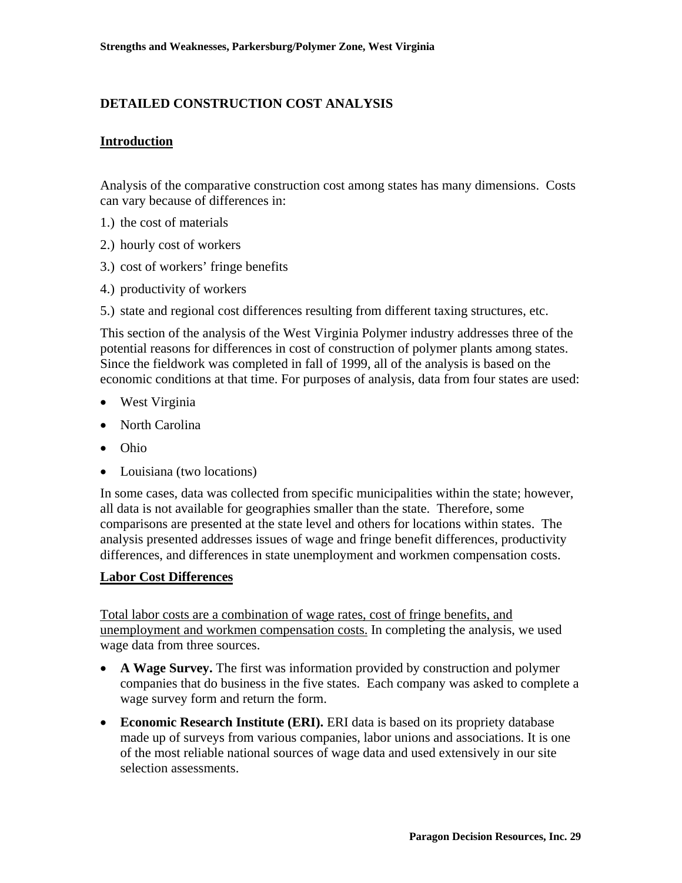## DETAILED CONSTRUCTION COST ANALYSIS

### Introduction

Analysis of the comparative construction cost among states has many dimensions. Costs can vary because of differences in:

1.) the cost of materials

2.) hourly cost of workers

3.) cost of workers' fringe benefits

4.) productivity of workers

5.) state and regional cost differences resulting from different taxing structures, etc.

This section of the analysis of the West Virginia Polymer industry addresses three of the potential reasons for differences in cost of construction of polymer plants among states. Since the fieldwork was completed in fall of 1999, all of the analysis is based on the economic conditions at that time. For purposes of analysis, data from four states are used:

- West Virginia
- North Carolina
- Ohio
- Louisiana (two locations)

In some cases, data was collected from specific municipalities within the state; however, all data is not available for geographies smaller than the state. Therefore, some comparisons are presented at the state level and others for locations within states. The analysis presented addresses issues of wage and fringe benefit differences, productivity differences, and differences in state unemployment and workmen compensation costs.

### Labor Cost Differences

<u>Total labor costs are a combination of wage rates, cost of fringe benefits, and unemployment and workmen compensation costs.</u> In completing the analysis, we used wage data from three sources.

- **A Wage Survey.** The first was information provided by construction and polymer companies that do business in the five states. Each company was asked to complete a wage survey form and return the form.
- **Economic Research Institute (ERI).** ERI data is based on its propriety database made up of surveys from various companies, labor unions and associations. It is one of the most reliable national sources of wage data and used extensively in our site selection assessments.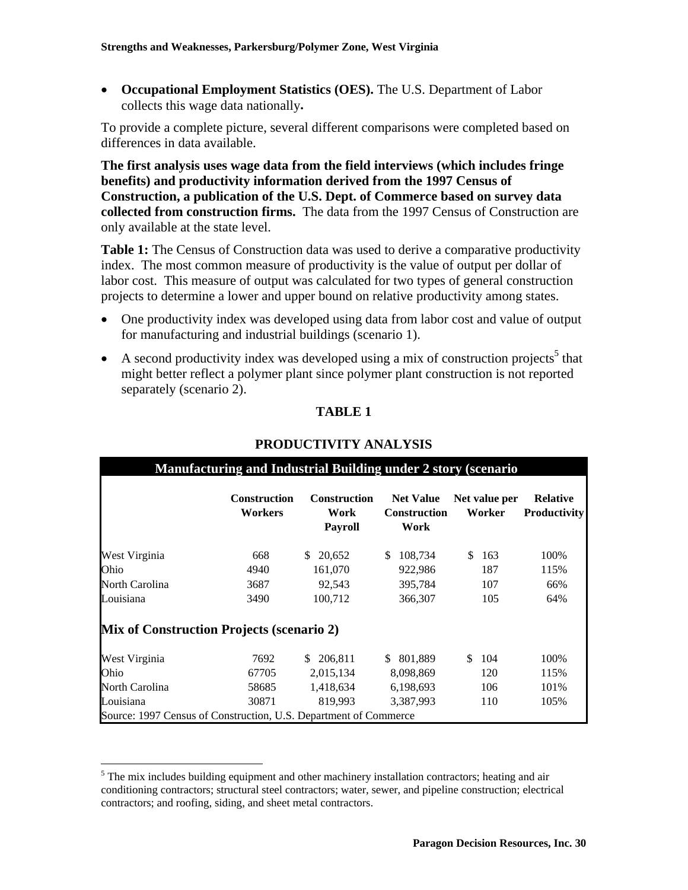- **Occupational Employment Statistics (OES).** The U.S. Department of Labor collects this wage data nationally**.**

To provide a complete picture, several different comparisons were completed based on differences in data available.

**The first analysis uses wage data from the field interviews (which includes fringe benefits) and productivity information derived from the 1997 Census of Construction, a publication of the U.S. Dept. of Commerce based on survey data collected from construction firms.** The data from the 1997 Census of Construction are only available at the state level.

**Table 1:** The Census of Construction data was used to derive a comparative productivity index. The most common measure of productivity is the value of output per dollar of labor cost. This measure of output was calculated for two types of general construction projects to determine a lower and upper bound on relative productivity among states.

- One productivity index was developed using data from labor cost and value of output for manufacturing and industrial buildings (scenario 1).
- A second productivity index was developed using a mix of construction projects[5] that might better reflect a polymer plant since polymer plant construction is not reported separately (scenario 2).

**TABLE 1**

**PRODUCTIVITY ANALYSIS**

| **Manufacturing and Industrial Building under 2 story (scenario** | | | | | |
|---|---|---|---|---|---|
| | **Construction Workers** | **Construction Work Payroll** | **Net Value Construction Work** | **Net value per Worker** | **Relative Productivity** |
| West Virginia | 668 | $ 20,652 | $ 108,734 | $ 163 | 100% |
| Ohio | 4940 | 161,070 | 922,986 | 187 | 115% |
| North Carolina | 3687 | 92,543 | 395,784 | 107 | 66% |
| Louisiana | 3490 | 100,712 | 366,307 | 105 | 64% |
| **Mix of Construction Projects (scenario 2)** | | | | | |
| West Virginia | 7692 | $ 206,811 | $ 801,889 | $ 104 | 100% |
| Ohio | 67705 | 2,015,134 | 8,098,869 | 120 | 115% |
| North Carolina | 58685 | 1,418,634 | 6,198,693 | 106 | 101% |
| Louisiana | 30871 | 819,993 | 3,387,993 | 110 | 105% |

Source: 1997 Census of Construction, U.S. Department of Commerce

[5] The mix includes building equipment and other machinery installation contractors; heating and air conditioning contractors; structural steel contractors; water, sewer, and pipeline construction; electrical contractors; and roofing, siding, and sheet metal contractors.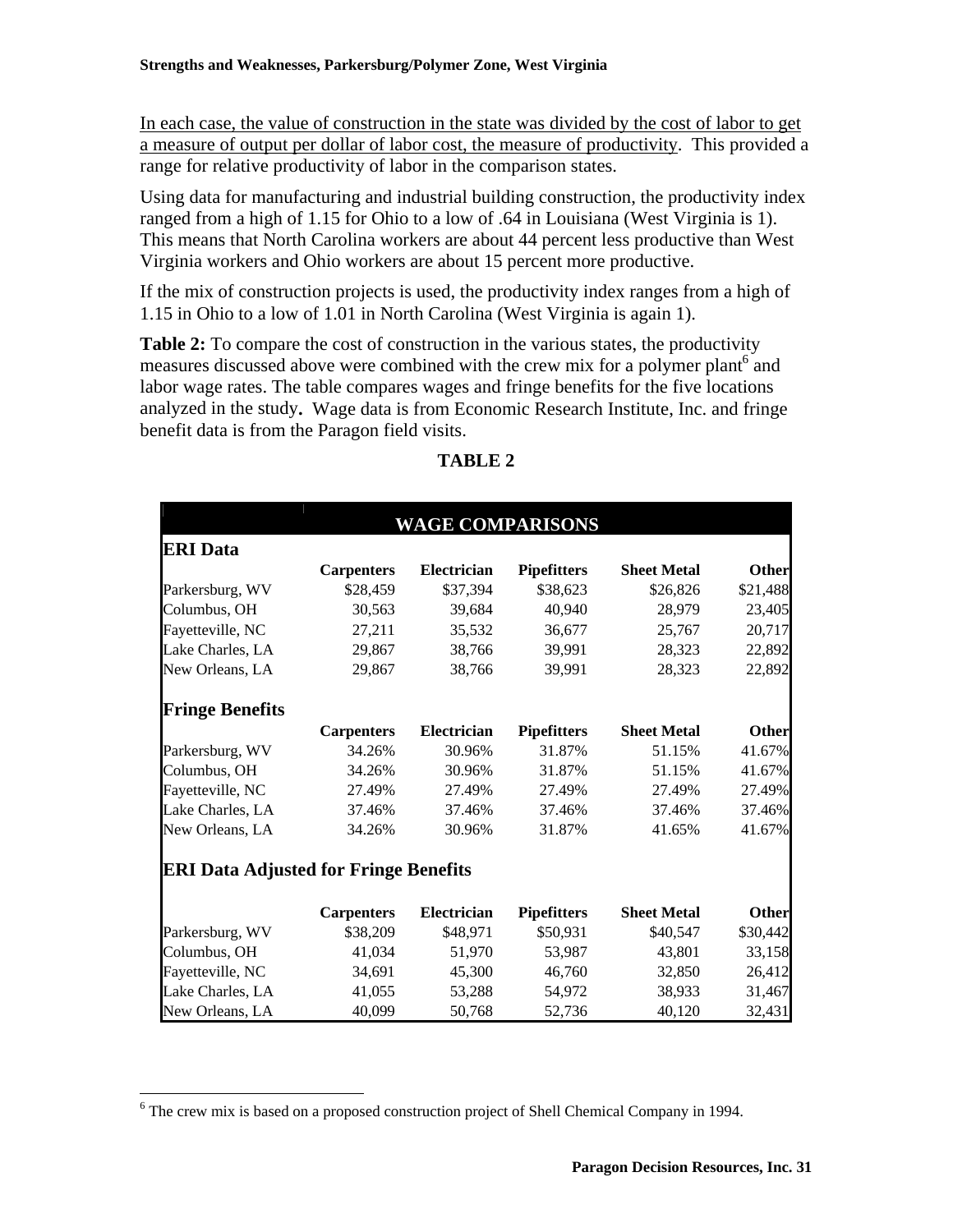In each case, the value of construction in the state was divided by the cost of labor to get a measure of output per dollar of labor cost, the measure of productivity. This provided a range for relative productivity of labor in the comparison states.

Using data for manufacturing and industrial building construction, the productivity index ranged from a high of 1.15 for Ohio to a low of .64 in Louisiana (West Virginia is 1). This means that North Carolina workers are about 44 percent less productive than West Virginia workers and Ohio workers are about 15 percent more productive.

If the mix of construction projects is used, the productivity index ranges from a high of 1.15 in Ohio to a low of 1.01 in North Carolina (West Virginia is again 1).

**Table 2:** To compare the cost of construction in the various states, the productivity measures discussed above were combined with the crew mix for a polymer plant[6] and labor wage rates. The table compares wages and fringe benefits for the five locations analyzed in the study**.** Wage data is from Economic Research Institute, Inc. and fringe benefit data is from the Paragon field visits.

**TABLE 2**

| WAGE COMPARISONS | | | | | |
|---|---|---|---|---|---|
| **ERI Data** | | | | | |
| | **Carpenters** | **Electrician** | **Pipefitters** | **Sheet Metal** | **Other** |
| Parkersburg, WV | $28,459 | $37,394 | $38,623 | $26,826 | $21,488 |
| Columbus, OH | 30,563 | 39,684 | 40,940 | 28,979 | 23,405 |
| Fayetteville, NC | 27,211 | 35,532 | 36,677 | 25,767 | 20,717 |
| Lake Charles, LA | 29,867 | 38,766 | 39,991 | 28,323 | 22,892 |
| New Orleans, LA | 29,867 | 38,766 | 39,991 | 28,323 | 22,892 |
| **Fringe Benefits** | | | | | |
| | **Carpenters** | **Electrician** | **Pipefitters** | **Sheet Metal** | **Other** |
| Parkersburg, WV | 34.26% | 30.96% | 31.87% | 51.15% | 41.67% |
| Columbus, OH | 34.26% | 30.96% | 31.87% | 51.15% | 41.67% |
| Fayetteville, NC | 27.49% | 27.49% | 27.49% | 27.49% | 27.49% |
| Lake Charles, LA | 37.46% | 37.46% | 37.46% | 37.46% | 37.46% |
| New Orleans, LA | 34.26% | 30.96% | 31.87% | 41.65% | 41.67% |
| **ERI Data Adjusted for Fringe Benefits** | | | | | |
| | **Carpenters** | **Electrician** | **Pipefitters** | **Sheet Metal** | **Other** |
| Parkersburg, WV | $38,209 | $48,971 | $50,931 | $40,547 | $30,442 |
| Columbus, OH | 41,034 | 51,970 | 53,987 | 43,801 | 33,158 |
| Fayetteville, NC | 34,691 | 45,300 | 46,760 | 32,850 | 26,412 |
| Lake Charles, LA | 41,055 | 53,288 | 54,972 | 38,933 | 31,467 |
| New Orleans, LA | 40,099 | 50,768 | 52,736 | 40,120 | 32,431 |

[6] The crew mix is based on a proposed construction project of Shell Chemical Company in 1994.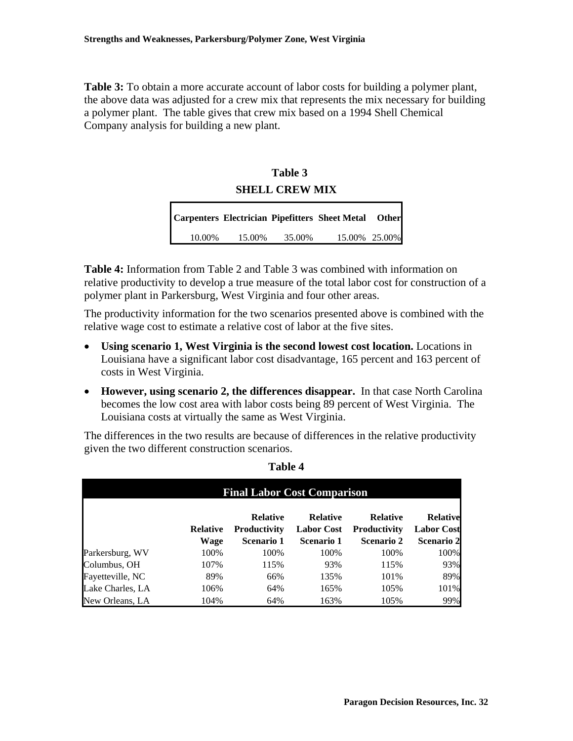**Table 3:** To obtain a more accurate account of labor costs for building a polymer plant, the above data was adjusted for a crew mix that represents the mix necessary for building a polymer plant. The table gives that crew mix based on a 1994 Shell Chemical Company analysis for building a new plant.

**Table 3**

**SHELL CREW MIX**

| Carpenters | Electrician | Pipefitters | Sheet Metal | Other |
|---|---|---|---|---|
| 10.00% | 15.00% | 35.00% | 15.00% | 25.00% |

**Table 4:** Information from Table 2 and Table 3 was combined with information on relative productivity to develop a true measure of the total labor cost for construction of a polymer plant in Parkersburg, West Virginia and four other areas.

The productivity information for the two scenarios presented above is combined with the relative wage cost to estimate a relative cost of labor at the five sites.

- **Using scenario 1, West Virginia is the second lowest cost location.** Locations in Louisiana have a significant labor cost disadvantage, 165 percent and 163 percent of costs in West Virginia.
- **However, using scenario 2, the differences disappear.** In that case North Carolina becomes the low cost area with labor costs being 89 percent of West Virginia. The Louisiana costs at virtually the same as West Virginia.

The differences in the two results are because of differences in the relative productivity given the two different construction scenarios.

**Table 4**

**Final Labor Cost Comparison**

| | Relative Wage | Relative Productivity Scenario 1 | Relative Labor Cost Scenario 1 | Relative Productivity Scenario 2 | Relative Labor Cost Scenario 2 |
|---|---|---|---|---|---|
| Parkersburg, WV | 100% | 100% | 100% | 100% | 100% |
| Columbus, OH | 107% | 115% | 93% | 115% | 93% |
| Fayetteville, NC | 89% | 66% | 135% | 101% | 89% |
| Lake Charles, LA | 106% | 64% | 165% | 105% | 101% |
| New Orleans, LA | 104% | 64% | 163% | 105% | 99% |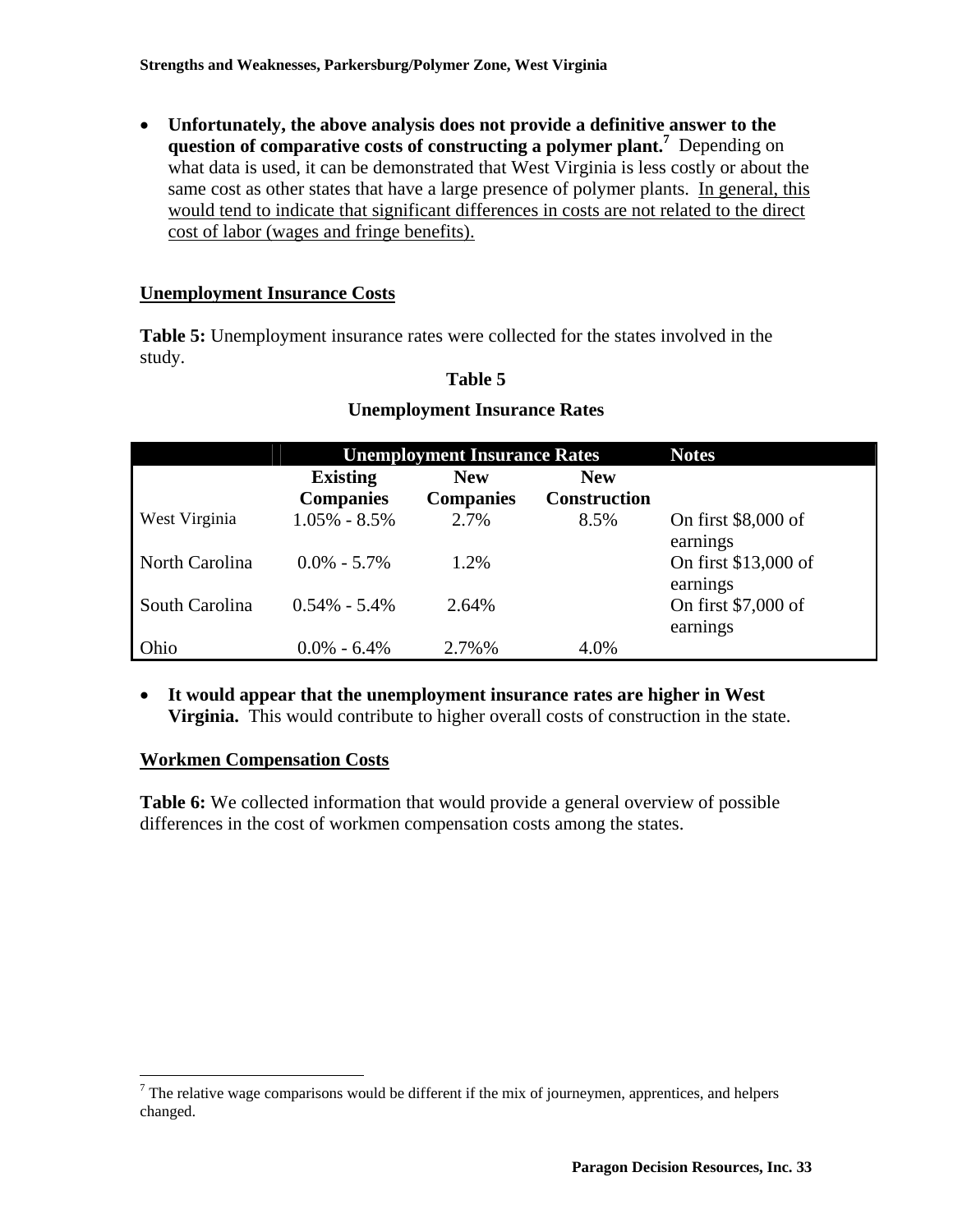- **Unfortunately, the above analysis does not provide a definitive answer to the question of comparative costs of constructing a polymer plant.**[7] Depending on what data is used, it can be demonstrated that West Virginia is less costly or about the same cost as other states that have a large presence of polymer plants. In general, this would tend to indicate that significant differences in costs are not related to the direct cost of labor (wages and fringe benefits).

## Unemployment Insurance Costs

**Table 5:** Unemployment insurance rates were collected for the states involved in the study.

**Table 5**

**Unemployment Insurance Rates**

| | Unemployment Insurance Rates | | | Notes |
|---|---|---|---|---|
| | **Existing Companies** | **New Companies** | **New Construction** | |
| West Virginia | 1.05% - 8.5% | 2.7% | 8.5% | On first $8,000 of earnings |
| North Carolina | 0.0% - 5.7% | 1.2% | | On first $13,000 of earnings |
| South Carolina | 0.54% - 5.4% | 2.64% | | On first $7,000 of earnings |
| Ohio | 0.0% - 6.4% | 2.7%% | 4.0% | |

- **It would appear that the unemployment insurance rates are higher in West Virginia.** This would contribute to higher overall costs of construction in the state.

## Workmen Compensation Costs

**Table 6:** We collected information that would provide a general overview of possible differences in the cost of workmen compensation costs among the states.

[7] The relative wage comparisons would be different if the mix of journeymen, apprentices, and helpers changed.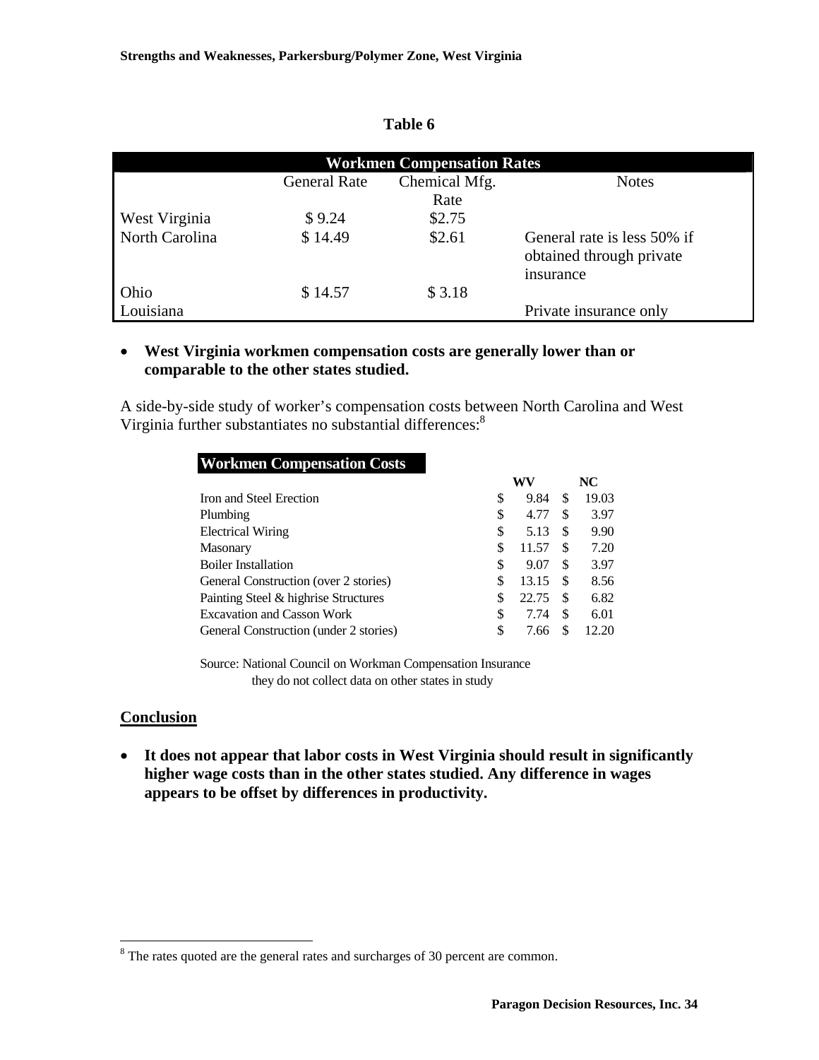**Table 6**

| Workmen Compensation Rates | | | |
|---|---|---|---|
| | General Rate | Chemical Mfg. Rate | Notes |
| West Virginia | $ 9.24 | $2.75 | |
| North Carolina | $ 14.49 | $2.61 | General rate is less 50% if obtained through private insurance |
| Ohio | $ 14.57 | $ 3.18 | |
| Louisiana | | | Private insurance only |

- **West Virginia workmen compensation costs are generally lower than or comparable to the other states studied.**

A side-by-side study of worker's compensation costs between North Carolina and West Virginia further substantiates no substantial differences:[8]

| Workmen Compensation Costs | WV | NC |
|---|---|---|
| Iron and Steel Erection | $ 9.84 | $ 19.03 |
| Plumbing | $ 4.77 | $ 3.97 |
| Electrical Wiring | $ 5.13 | $ 9.90 |
| Masonary | $ 11.57 | $ 7.20 |
| Boiler Installation | $ 9.07 | $ 3.97 |
| General Construction (over 2 stories) | $ 13.15 | $ 8.56 |
| Painting Steel & highrise Structures | $ 22.75 | $ 6.82 |
| Excavation and Casson Work | $ 7.74 | $ 6.01 |
| General Construction (under 2 stories) | $ 7.66 | $ 12.20 |

Source: National Council on Workman Compensation Insurance
they do not collect data on other states in study

## Conclusion

- **It does not appear that labor costs in West Virginia should result in significantly higher wage costs than in the other states studied. Any difference in wages appears to be offset by differences in productivity.**

[8] The rates quoted are the general rates and surcharges of 30 percent are common.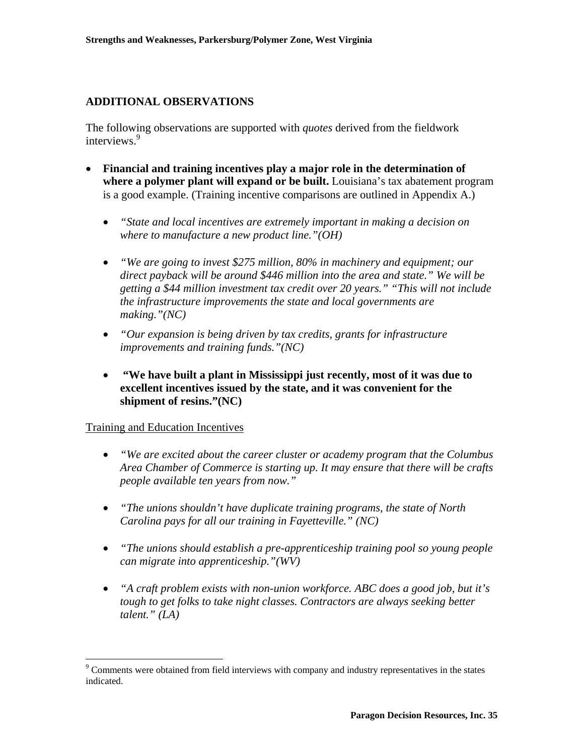## ADDITIONAL OBSERVATIONS

The following observations are supported with *quotes* derived from the fieldwork interviews.[9]

- **Financial and training incentives play a major role in the determination of where a polymer plant will expand or be built.** Louisiana's tax abatement program is a good example. (Training incentive comparisons are outlined in Appendix A.)

  - *"State and local incentives are extremely important in making a decision on where to manufacture a new product line."(OH)*

  - *"We are going to invest $275 million, 80% in machinery and equipment; our direct payback will be around $446 million into the area and state." We will be getting a $44 million investment tax credit over 20 years." "This will not include the infrastructure improvements the state and local governments are making."(NC)*

  - *"Our expansion is being driven by tax credits, grants for infrastructure improvements and training funds."(NC)*

  - **"We have built a plant in Mississippi just recently, most of it was due to excellent incentives issued by the state, and it was convenient for the shipment of resins."(NC)**

<u>Training and Education Incentives</u>

- *"We are excited about the career cluster or academy program that the Columbus Area Chamber of Commerce is starting up. It may ensure that there will be crafts people available ten years from now."*

- *"The unions shouldn't have duplicate training programs, the state of North Carolina pays for all our training in Fayetteville." (NC)*

- *"The unions should establish a pre-apprenticeship training pool so young people can migrate into apprenticeship."(WV)*

- *"A craft problem exists with non-union workforce. ABC does a good job, but it's tough to get folks to take night classes. Contractors are always seeking better talent." (LA)*

[9] Comments were obtained from field interviews with company and industry representatives in the states indicated.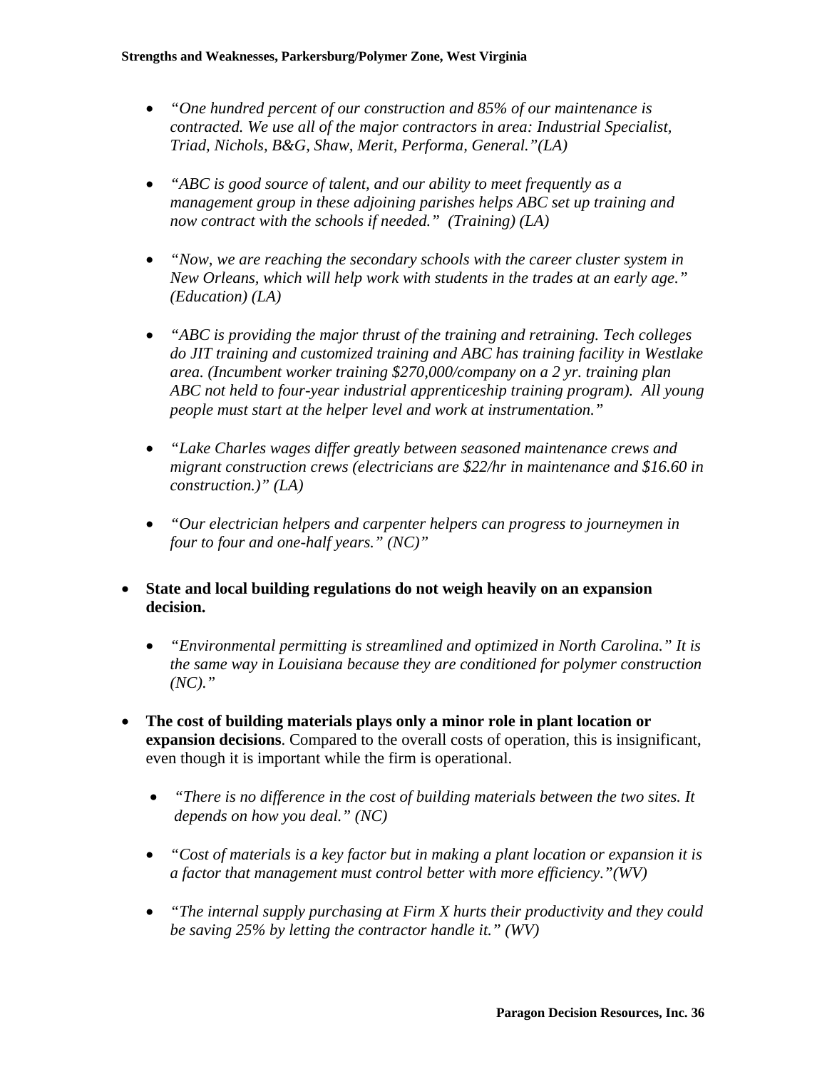- *"One hundred percent of our construction and 85% of our maintenance is contracted. We use all of the major contractors in area: Industrial Specialist, Triad, Nichols, B&G, Shaw, Merit, Performa, General."(LA)*

- *"ABC is good source of talent, and our ability to meet frequently as a management group in these adjoining parishes helps ABC set up training and now contract with the schools if needed." (Training) (LA)*

- *"Now, we are reaching the secondary schools with the career cluster system in New Orleans, which will help work with students in the trades at an early age." (Education) (LA)*

- *"ABC is providing the major thrust of the training and retraining. Tech colleges do JIT training and customized training and ABC has training facility in Westlake area. (Incumbent worker training $270,000/company on a 2 yr. training plan ABC not held to four-year industrial apprenticeship training program). All young people must start at the helper level and work at instrumentation."*

- *"Lake Charles wages differ greatly between seasoned maintenance crews and migrant construction crews (electricians are $22/hr in maintenance and $16.60 in construction.)" (LA)*

- *"Our electrician helpers and carpenter helpers can progress to journeymen in four to four and one-half years." (NC)"*

- **State and local building regulations do not weigh heavily on an expansion decision.**

  - *"Environmental permitting is streamlined and optimized in North Carolina." It is the same way in Louisiana because they are conditioned for polymer construction (NC)."*

- **The cost of building materials plays only a minor role in plant location or expansion decisions**. Compared to the overall costs of operation, this is insignificant, even though it is important while the firm is operational.

  - *"There is no difference in the cost of building materials between the two sites. It depends on how you deal." (NC)*

  - *"Cost of materials is a key factor but in making a plant location or expansion it is a factor that management must control better with more efficiency."(WV)*

  - *"The internal supply purchasing at Firm X hurts their productivity and they could be saving 25% by letting the contractor handle it." (WV)*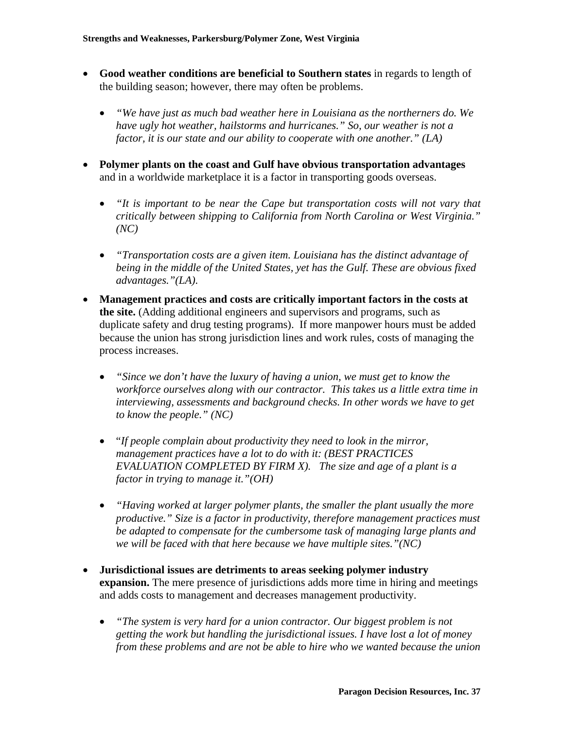- **Good weather conditions are beneficial to Southern states** in regards to length of the building season; however, there may often be problems.

  - *"We have just as much bad weather here in Louisiana as the northerners do. We have ugly hot weather, hailstorms and hurricanes." So, our weather is not a factor, it is our state and our ability to cooperate with one another." (LA)*

- **Polymer plants on the coast and Gulf have obvious transportation advantages** and in a worldwide marketplace it is a factor in transporting goods overseas.

  - *"It is important to be near the Cape but transportation costs will not vary that critically between shipping to California from North Carolina or West Virginia." (NC)*

  - *"Transportation costs are a given item. Louisiana has the distinct advantage of being in the middle of the United States, yet has the Gulf. These are obvious fixed advantages."(LA).*

- **Management practices and costs are critically important factors in the costs at the site.** (Adding additional engineers and supervisors and programs, such as duplicate safety and drug testing programs). If more manpower hours must be added because the union has strong jurisdiction lines and work rules, costs of managing the process increases.

  - *"Since we don't have the luxury of having a union, we must get to know the workforce ourselves along with our contractor. This takes us a little extra time in interviewing, assessments and background checks. In other words we have to get to know the people." (NC)*

  - "*If people complain about productivity they need to look in the mirror, management practices have a lot to do with it: (BEST PRACTICES EVALUATION COMPLETED BY FIRM X). The size and age of a plant is a factor in trying to manage it."(OH)*

  - *"Having worked at larger polymer plants, the smaller the plant usually the more productive." Size is a factor in productivity, therefore management practices must be adapted to compensate for the cumbersome task of managing large plants and we will be faced with that here because we have multiple sites."(NC)*

- **Jurisdictional issues are detriments to areas seeking polymer industry expansion.** The mere presence of jurisdictions adds more time in hiring and meetings and adds costs to management and decreases management productivity.

  - *"The system is very hard for a union contractor. Our biggest problem is not getting the work but handling the jurisdictional issues. I have lost a lot of money from these problems and are not be able to hire who we wanted because the union*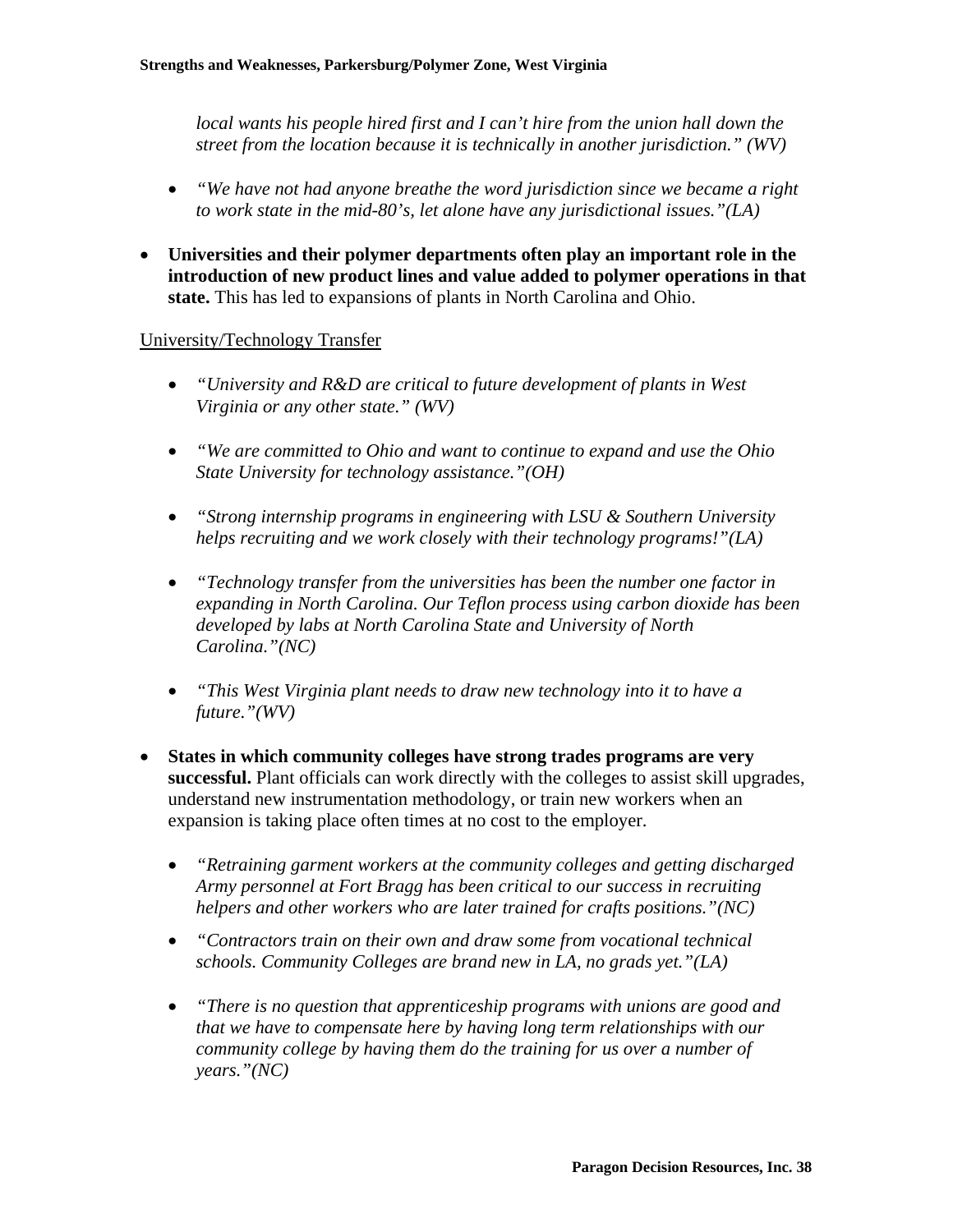*local wants his people hired first and I can't hire from the union hall down the street from the location because it is technically in another jurisdiction." (WV)*

- *"We have not had anyone breathe the word jurisdiction since we became a right to work state in the mid-80's, let alone have any jurisdictional issues."(LA)*

- **Universities and their polymer departments often play an important role in the introduction of new product lines and value added to polymer operations in that state.** This has led to expansions of plants in North Carolina and Ohio.

<u>University/Technology Transfer</u>

- *"University and R&D are critical to future development of plants in West Virginia or any other state." (WV)*

- *"We are committed to Ohio and want to continue to expand and use the Ohio State University for technology assistance."(OH)*

- *"Strong internship programs in engineering with LSU & Southern University helps recruiting and we work closely with their technology programs!"(LA)*

- *"Technology transfer from the universities has been the number one factor in expanding in North Carolina. Our Teflon process using carbon dioxide has been developed by labs at North Carolina State and University of North Carolina."(NC)*

- *"This West Virginia plant needs to draw new technology into it to have a future."(WV)*

- **States in which community colleges have strong trades programs are very successful.** Plant officials can work directly with the colleges to assist skill upgrades, understand new instrumentation methodology, or train new workers when an expansion is taking place often times at no cost to the employer.

  - *"Retraining garment workers at the community colleges and getting discharged Army personnel at Fort Bragg has been critical to our success in recruiting helpers and other workers who are later trained for crafts positions."(NC)*

  - *"Contractors train on their own and draw some from vocational technical schools. Community Colleges are brand new in LA, no grads yet."(LA)*

  - *"There is no question that apprenticeship programs with unions are good and that we have to compensate here by having long term relationships with our community college by having them do the training for us over a number of years."(NC)*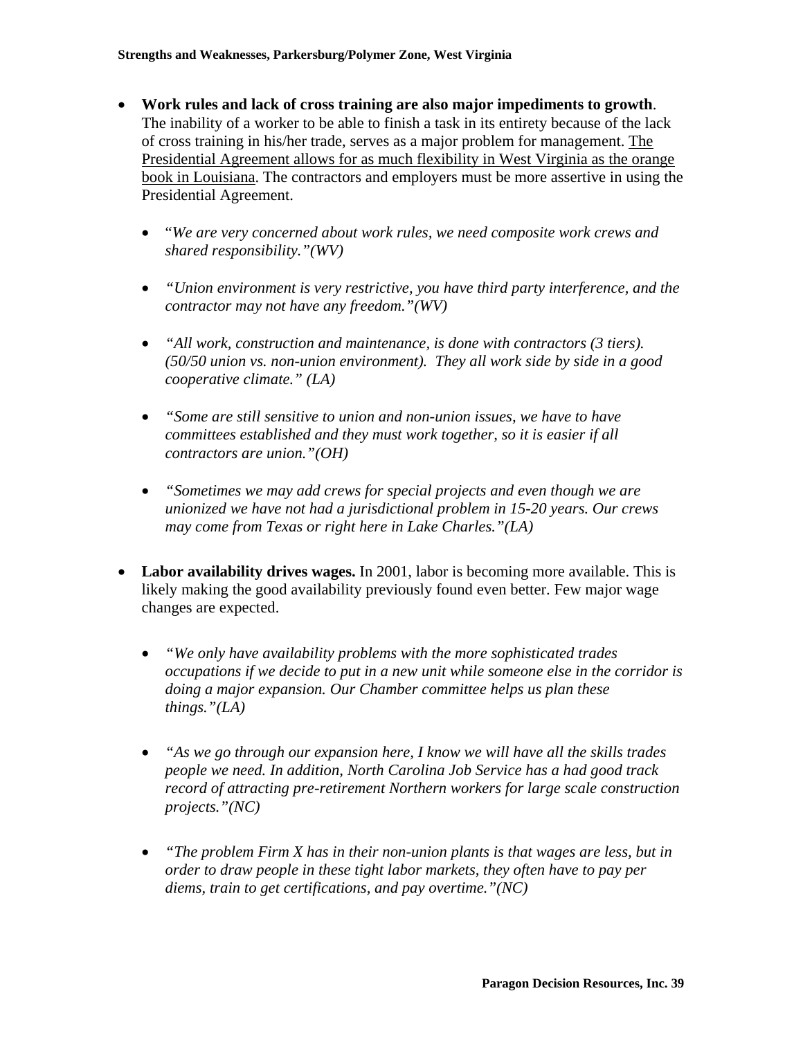- **Work rules and lack of cross training are also major impediments to growth**. The inability of a worker to be able to finish a task in its entirety because of the lack of cross training in his/her trade, serves as a major problem for management. <u>The Presidential Agreement allows for as much flexibility in West Virginia as the orange book in Louisiana</u>. The contractors and employers must be more assertive in using the Presidential Agreement.

  - "*We are very concerned about work rules, we need composite work crews and shared responsibility."(WV)*

  - *"Union environment is very restrictive, you have third party interference, and the contractor may not have any freedom."(WV)*

  - *"All work, construction and maintenance, is done with contractors (3 tiers). (50/50 union vs. non-union environment). They all work side by side in a good cooperative climate." (LA)*

  - *"Some are still sensitive to union and non-union issues, we have to have committees established and they must work together, so it is easier if all contractors are union."(OH)*

  - *"Sometimes we may add crews for special projects and even though we are unionized we have not had a jurisdictional problem in 15-20 years. Our crews may come from Texas or right here in Lake Charles."(LA)*

- **Labor availability drives wages.** In 2001, labor is becoming more available. This is likely making the good availability previously found even better. Few major wage changes are expected.

  - *"We only have availability problems with the more sophisticated trades occupations if we decide to put in a new unit while someone else in the corridor is doing a major expansion. Our Chamber committee helps us plan these things."(LA)*

  - *"As we go through our expansion here, I know we will have all the skills trades people we need. In addition, North Carolina Job Service has a had good track record of attracting pre-retirement Northern workers for large scale construction projects."(NC)*

  - *"The problem Firm X has in their non-union plants is that wages are less, but in order to draw people in these tight labor markets, they often have to pay per diems, train to get certifications, and pay overtime."(NC)*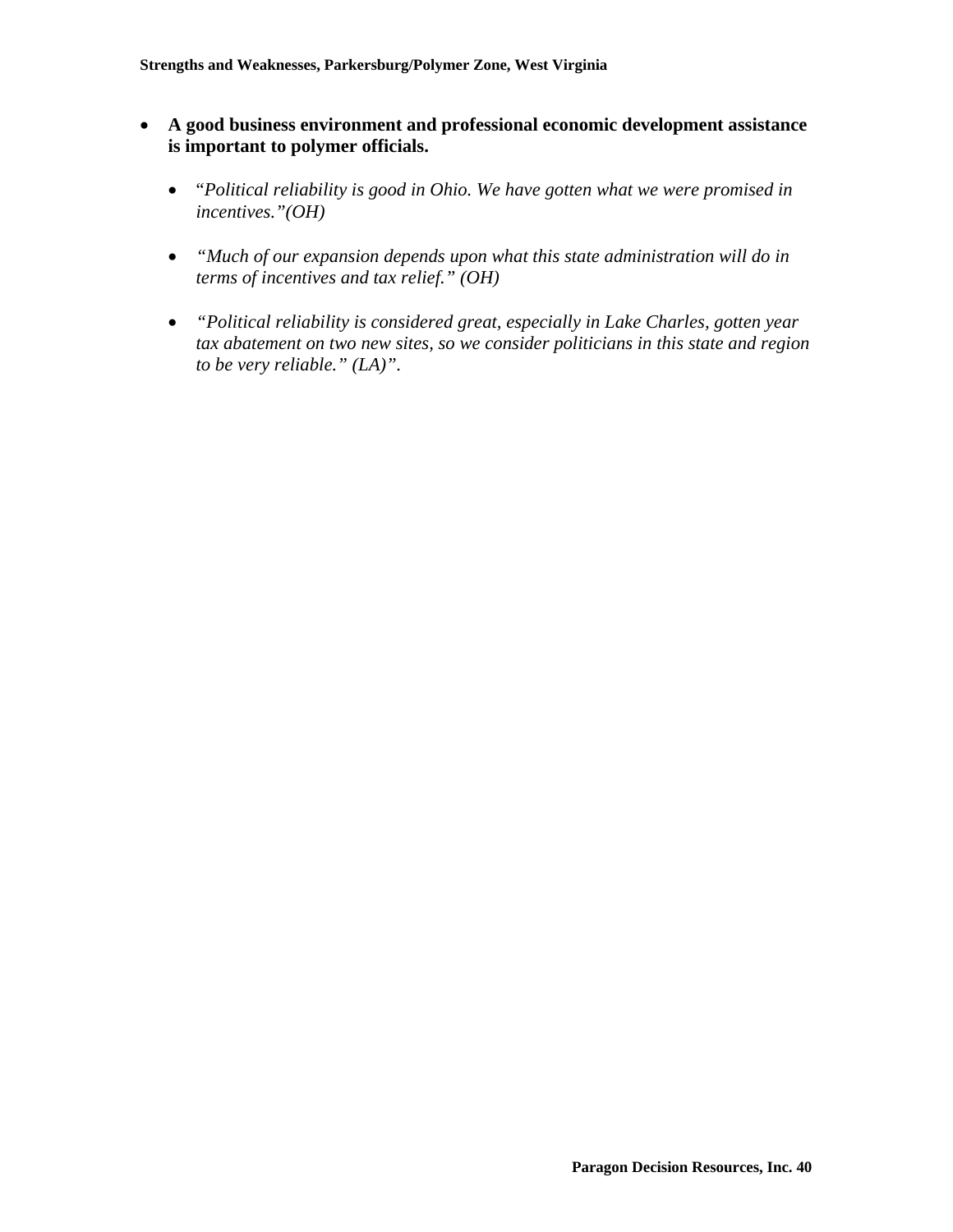- **A good business environment and professional economic development assistance is important to polymer officials.**

  - "*Political reliability is good in Ohio. We have gotten what we were promised in incentives."(OH)*

  - *"Much of our expansion depends upon what this state administration will do in terms of incentives and tax relief." (OH)*

  - *"Political reliability is considered great, especially in Lake Charles, gotten year tax abatement on two new sites, so we consider politicians in this state and region to be very reliable." (LA)".*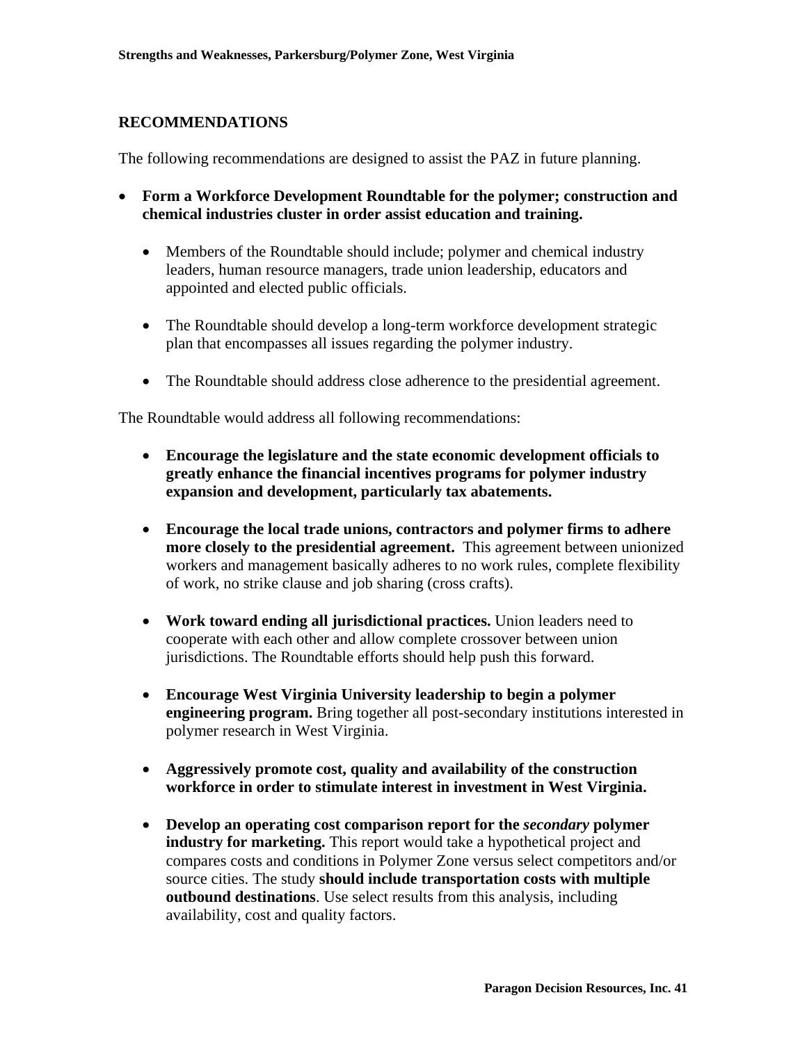## RECOMMENDATIONS

The following recommendations are designed to assist the PAZ in future planning.

- **Form a Workforce Development Roundtable for the polymer; construction and chemical industries cluster in order assist education and training.**
    - Members of the Roundtable should include; polymer and chemical industry leaders, human resource managers, trade union leadership, educators and appointed and elected public officials.
    - The Roundtable should develop a long-term workforce development strategic plan that encompasses all issues regarding the polymer industry.
    - The Roundtable should address close adherence to the presidential agreement.

The Roundtable would address all following recommendations:

- **Encourage the legislature and the state economic development officials to greatly enhance the financial incentives programs for polymer industry expansion and development, particularly tax abatements.**
- **Encourage the local trade unions, contractors and polymer firms to adhere more closely to the presidential agreement.** This agreement between unionized workers and management basically adheres to no work rules, complete flexibility of work, no strike clause and job sharing (cross crafts).
- **Work toward ending all jurisdictional practices.** Union leaders need to cooperate with each other and allow complete crossover between union jurisdictions. The Roundtable efforts should help push this forward.
- **Encourage West Virginia University leadership to begin a polymer engineering program.** Bring together all post-secondary institutions interested in polymer research in West Virginia.
- **Aggressively promote cost, quality and availability of the construction workforce in order to stimulate interest in investment in West Virginia.**
- **Develop an operating cost comparison report for the *secondary* polymer industry for marketing.** This report would take a hypothetical project and compares costs and conditions in Polymer Zone versus select competitors and/or source cities. The study **should include transportation costs with multiple outbound destinations**. Use select results from this analysis, including availability, cost and quality factors.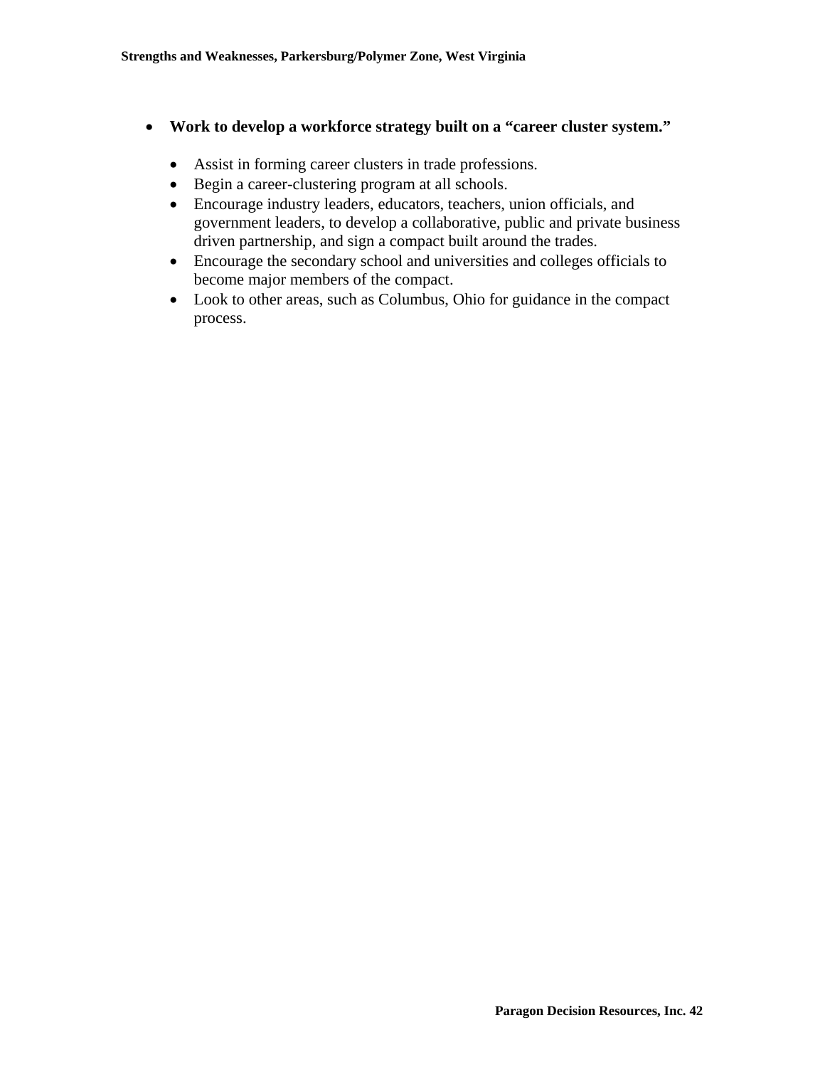- **Work to develop a workforce strategy built on a "career cluster system."**

  - Assist in forming career clusters in trade professions.
  - Begin a career-clustering program at all schools.
  - Encourage industry leaders, educators, teachers, union officials, and government leaders, to develop a collaborative, public and private business driven partnership, and sign a compact built around the trades.
  - Encourage the secondary school and universities and colleges officials to become major members of the compact.
  - Look to other areas, such as Columbus, Ohio for guidance in the compact process.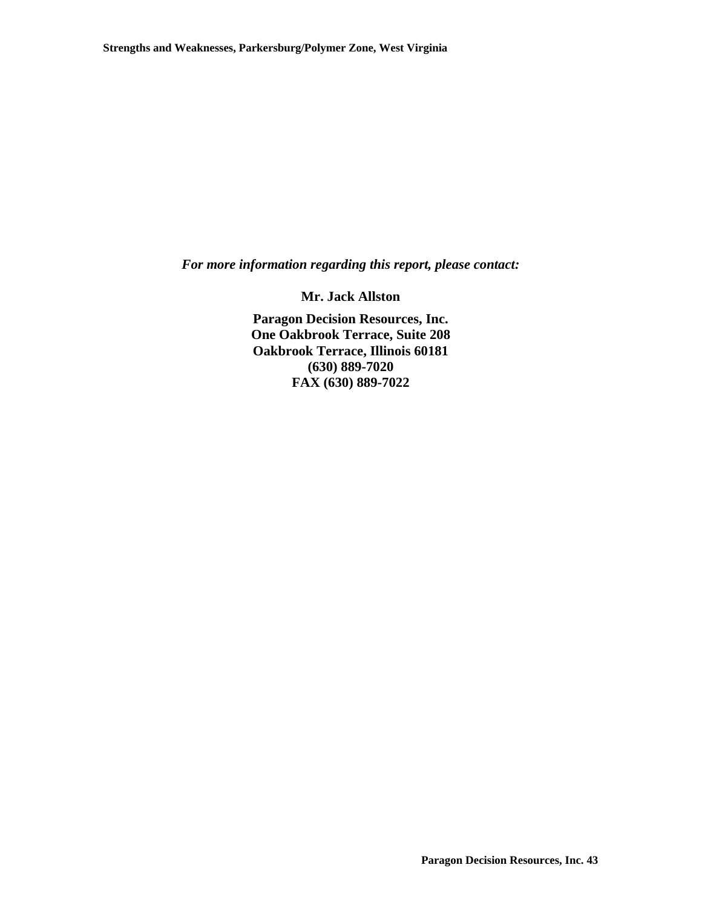***For more information regarding this report, please contact:***

**Mr. Jack Allston**

**Paragon Decision Resources, Inc.**
**One Oakbrook Terrace, Suite 208**
**Oakbrook Terrace, Illinois 60181**
**(630) 889-7020**
**FAX (630) 889-7022**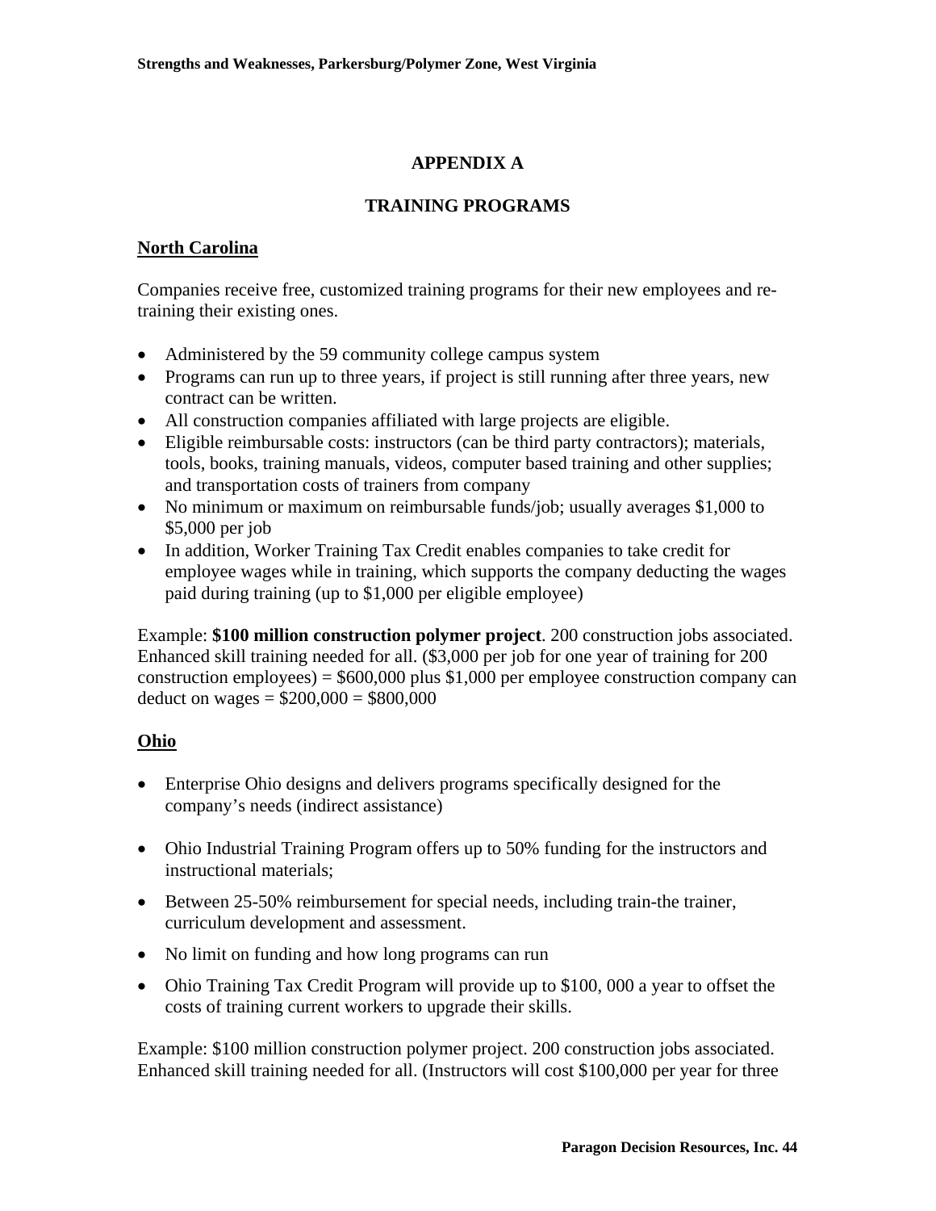# APPENDIX A

## TRAINING PROGRAMS

### North Carolina

Companies receive free, customized training programs for their new employees and re-training their existing ones.

- Administered by the 59 community college campus system
- Programs can run up to three years, if project is still running after three years, new contract can be written.
- All construction companies affiliated with large projects are eligible.
- Eligible reimbursable costs: instructors (can be third party contractors); materials, tools, books, training manuals, videos, computer based training and other supplies; and transportation costs of trainers from company
- No minimum or maximum on reimbursable funds/job; usually averages $1,000 to $5,000 per job
- In addition, Worker Training Tax Credit enables companies to take credit for employee wages while in training, which supports the company deducting the wages paid during training (up to $1,000 per eligible employee)

Example: **$100 million construction polymer project**. 200 construction jobs associated. Enhanced skill training needed for all. ($3,000 per job for one year of training for 200 construction employees) = $600,000 plus $1,000 per employee construction company can deduct on wages = $200,000 = $800,000

### Ohio

- Enterprise Ohio designs and delivers programs specifically designed for the company's needs (indirect assistance)
- Ohio Industrial Training Program offers up to 50% funding for the instructors and instructional materials;
- Between 25-50% reimbursement for special needs, including train-the trainer, curriculum development and assessment.
- No limit on funding and how long programs can run
- Ohio Training Tax Credit Program will provide up to $100, 000 a year to offset the costs of training current workers to upgrade their skills.

Example: $100 million construction polymer project. 200 construction jobs associated. Enhanced skill training needed for all. (Instructors will cost $100,000 per year for three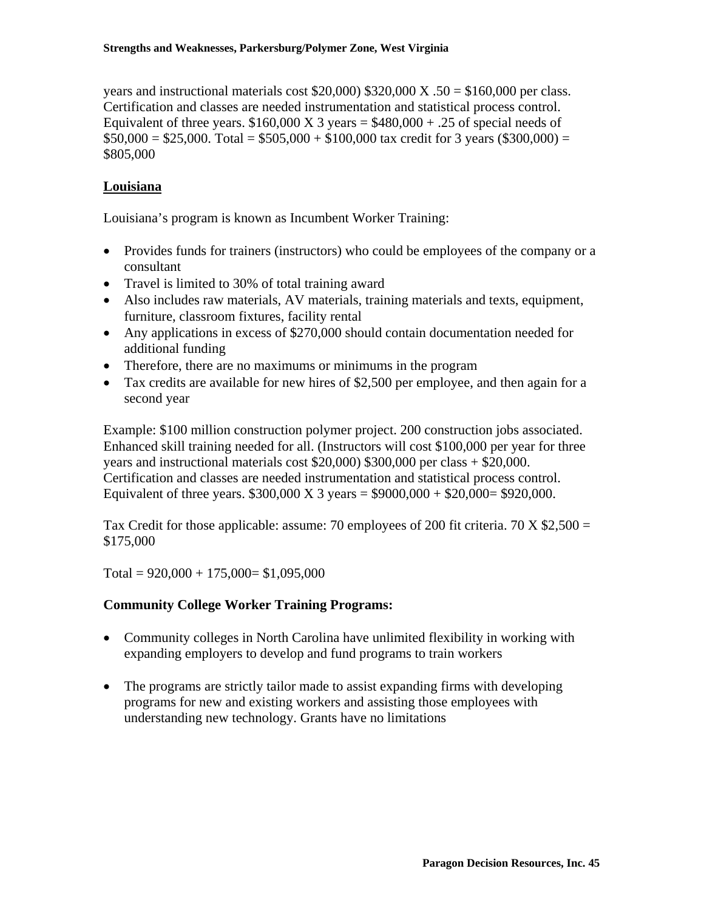years and instructional materials cost $20,000) $320,000 X .50 = $160,000 per class. Certification and classes are needed instrumentation and statistical process control. Equivalent of three years. $160,000 X 3 years = $480,000 + .25 of special needs of $50,000 = $25,000. Total = $505,000 + $100,000 tax credit for 3 years ($300,000) = $805,000

## Louisiana

Louisiana's program is known as Incumbent Worker Training:

- Provides funds for trainers (instructors) who could be employees of the company or a consultant
- Travel is limited to 30% of total training award
- Also includes raw materials, AV materials, training materials and texts, equipment, furniture, classroom fixtures, facility rental
- Any applications in excess of $270,000 should contain documentation needed for additional funding
- Therefore, there are no maximums or minimums in the program
- Tax credits are available for new hires of $2,500 per employee, and then again for a second year

Example: $100 million construction polymer project. 200 construction jobs associated. Enhanced skill training needed for all. (Instructors will cost $100,000 per year for three years and instructional materials cost $20,000) $300,000 per class + $20,000. Certification and classes are needed instrumentation and statistical process control. Equivalent of three years. $300,000 X 3 years = $9000,000 + $20,000= $920,000.

Tax Credit for those applicable: assume: 70 employees of 200 fit criteria. 70 X $2,500 = $175,000

Total = 920,000 + 175,000= $1,095,000

### Community College Worker Training Programs:

- Community colleges in North Carolina have unlimited flexibility in working with expanding employers to develop and fund programs to train workers

- The programs are strictly tailor made to assist expanding firms with developing programs for new and existing workers and assisting those employees with understanding new technology. Grants have no limitations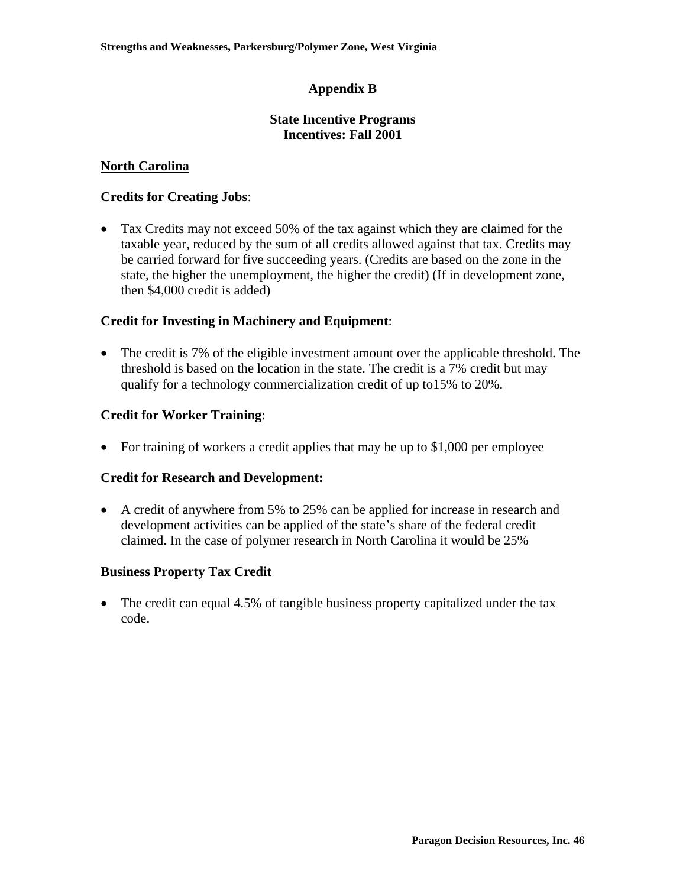# Appendix B

## State Incentive Programs
## Incentives: Fall 2001

### North Carolina

**Credits for Creating Jobs**:

- Tax Credits may not exceed 50% of the tax against which they are claimed for the taxable year, reduced by the sum of all credits allowed against that tax. Credits may be carried forward for five succeeding years. (Credits are based on the zone in the state, the higher the unemployment, the higher the credit) (If in development zone, then $4,000 credit is added)

**Credit for Investing in Machinery and Equipment**:

- The credit is 7% of the eligible investment amount over the applicable threshold. The threshold is based on the location in the state. The credit is a 7% credit but may qualify for a technology commercialization credit of up to15% to 20%.

**Credit for Worker Training**:

- For training of workers a credit applies that may be up to $1,000 per employee

**Credit for Research and Development:**

- A credit of anywhere from 5% to 25% can be applied for increase in research and development activities can be applied of the state's share of the federal credit claimed. In the case of polymer research in North Carolina it would be 25%

**Business Property Tax Credit**

- The credit can equal 4.5% of tangible business property capitalized under the tax code.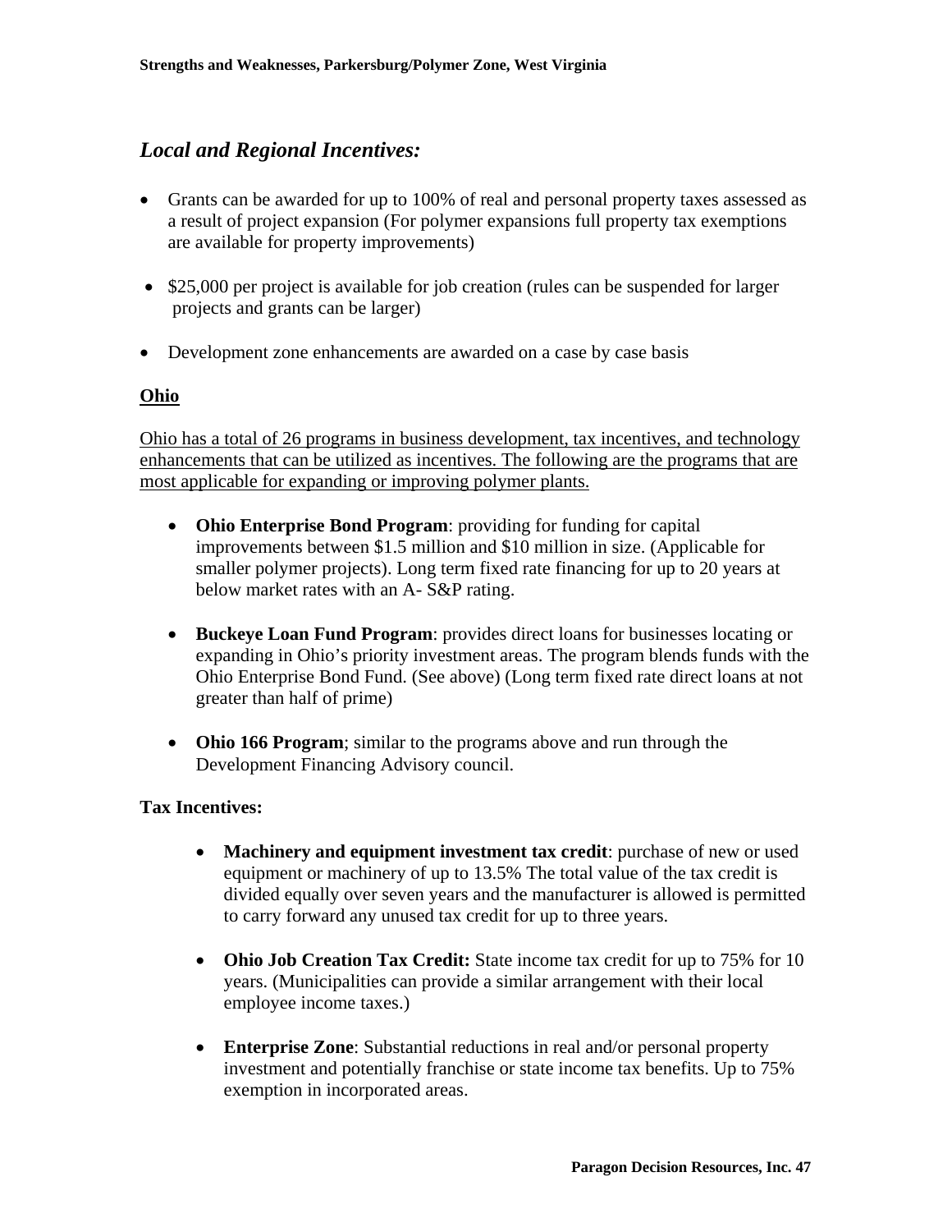## *Local and Regional Incentives:*

- Grants can be awarded for up to 100% of real and personal property taxes assessed as a result of project expansion (For polymer expansions full property tax exemptions are available for property improvements)
- $25,000 per project is available for job creation (rules can be suspended for larger projects and grants can be larger)
- Development zone enhancements are awarded on a case by case basis

**Ohio**

Ohio has a total of 26 programs in business development, tax incentives, and technology enhancements that can be utilized as incentives. The following are the programs that are most applicable for expanding or improving polymer plants.

- **Ohio Enterprise Bond Program**: providing for funding for capital improvements between $1.5 million and $10 million in size. (Applicable for smaller polymer projects). Long term fixed rate financing for up to 20 years at below market rates with an A- S&P rating.
- **Buckeye Loan Fund Program**: provides direct loans for businesses locating or expanding in Ohio's priority investment areas. The program blends funds with the Ohio Enterprise Bond Fund. (See above) (Long term fixed rate direct loans at not greater than half of prime)
- **Ohio 166 Program**; similar to the programs above and run through the Development Financing Advisory council.

**Tax Incentives:**

- **Machinery and equipment investment tax credit**: purchase of new or used equipment or machinery of up to 13.5% The total value of the tax credit is divided equally over seven years and the manufacturer is allowed is permitted to carry forward any unused tax credit for up to three years.
- **Ohio Job Creation Tax Credit:** State income tax credit for up to 75% for 10 years. (Municipalities can provide a similar arrangement with their local employee income taxes.)
- **Enterprise Zone**: Substantial reductions in real and/or personal property investment and potentially franchise or state income tax benefits. Up to 75% exemption in incorporated areas.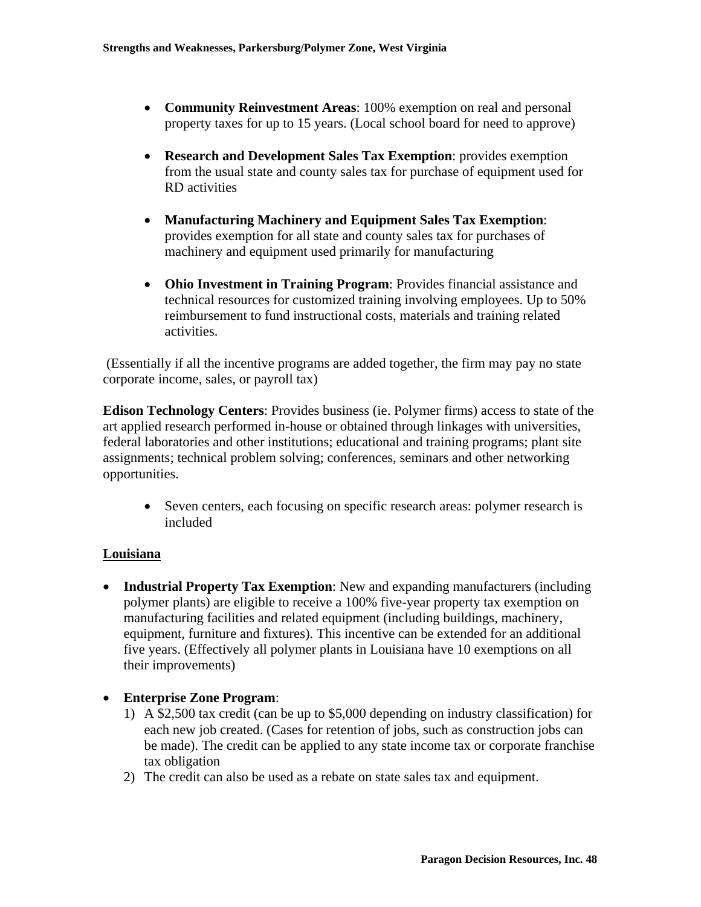- **Community Reinvestment Areas**: 100% exemption on real and personal property taxes for up to 15 years. (Local school board for need to approve)

- **Research and Development Sales Tax Exemption**: provides exemption from the usual state and county sales tax for purchase of equipment used for RD activities

- **Manufacturing Machinery and Equipment Sales Tax Exemption**: provides exemption for all state and county sales tax for purchases of machinery and equipment used primarily for manufacturing

- **Ohio Investment in Training Program**: Provides financial assistance and technical resources for customized training involving employees. Up to 50% reimbursement to fund instructional costs, materials and training related activities.

(Essentially if all the incentive programs are added together, the firm may pay no state corporate income, sales, or payroll tax)

**Edison Technology Centers**: Provides business (ie. Polymer firms) access to state of the art applied research performed in-house or obtained through linkages with universities, federal laboratories and other institutions; educational and training programs; plant site assignments; technical problem solving; conferences, seminars and other networking opportunities.

- Seven centers, each focusing on specific research areas: polymer research is included

## Louisiana

- **Industrial Property Tax Exemption**: New and expanding manufacturers (including polymer plants) are eligible to receive a 100% five-year property tax exemption on manufacturing facilities and related equipment (including buildings, machinery, equipment, furniture and fixtures). This incentive can be extended for an additional five years. (Effectively all polymer plants in Louisiana have 10 exemptions on all their improvements)

- **Enterprise Zone Program**:
  1) A $2,500 tax credit (can be up to $5,000 depending on industry classification) for each new job created. (Cases for retention of jobs, such as construction jobs can be made). The credit can be applied to any state income tax or corporate franchise tax obligation
  2) The credit can also be used as a rebate on state sales tax and equipment.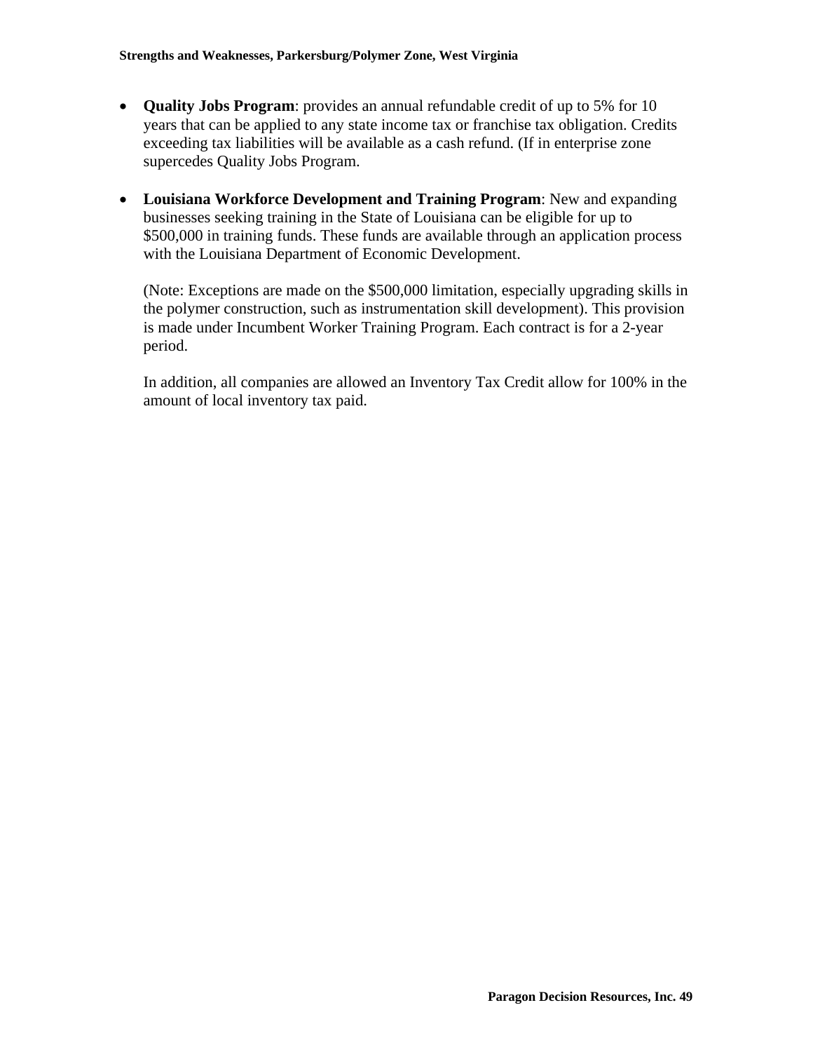- **Quality Jobs Program**: provides an annual refundable credit of up to 5% for 10 years that can be applied to any state income tax or franchise tax obligation. Credits exceeding tax liabilities will be available as a cash refund. (If in enterprise zone supercedes Quality Jobs Program.

- **Louisiana Workforce Development and Training Program**: New and expanding businesses seeking training in the State of Louisiana can be eligible for up to $500,000 in training funds. These funds are available through an application process with the Louisiana Department of Economic Development.

  (Note: Exceptions are made on the $500,000 limitation, especially upgrading skills in the polymer construction, such as instrumentation skill development). This provision is made under Incumbent Worker Training Program. Each contract is for a 2-year period.

  In addition, all companies are allowed an Inventory Tax Credit allow for 100% in the amount of local inventory tax paid.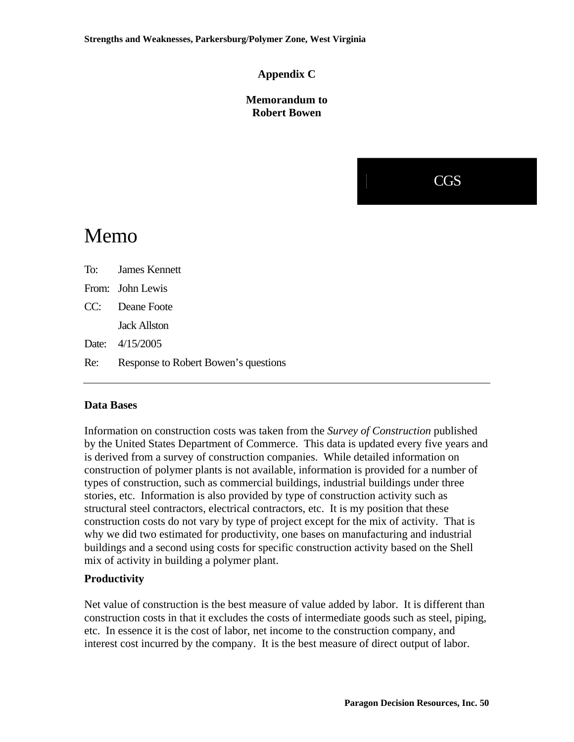**Appendix C**

**Memorandum to Robert Bowen**

CGS

# Memo

To: James Kennett

From: John Lewis

CC: Deane Foote

Jack Allston

Date: 4/15/2005

Re: Response to Robert Bowen's questions

---

**Data Bases**

Information on construction costs was taken from the *Survey of Construction* published by the United States Department of Commerce. This data is updated every five years and is derived from a survey of construction companies. While detailed information on construction of polymer plants is not available, information is provided for a number of types of construction, such as commercial buildings, industrial buildings under three stories, etc. Information is also provided by type of construction activity such as structural steel contractors, electrical contractors, etc. It is my position that these construction costs do not vary by type of project except for the mix of activity. That is why we did two estimated for productivity, one bases on manufacturing and industrial buildings and a second using costs for specific construction activity based on the Shell mix of activity in building a polymer plant.

**Productivity**

Net value of construction is the best measure of value added by labor. It is different than construction costs in that it excludes the costs of intermediate goods such as steel, piping, etc. In essence it is the cost of labor, net income to the construction company, and interest cost incurred by the company. It is the best measure of direct output of labor.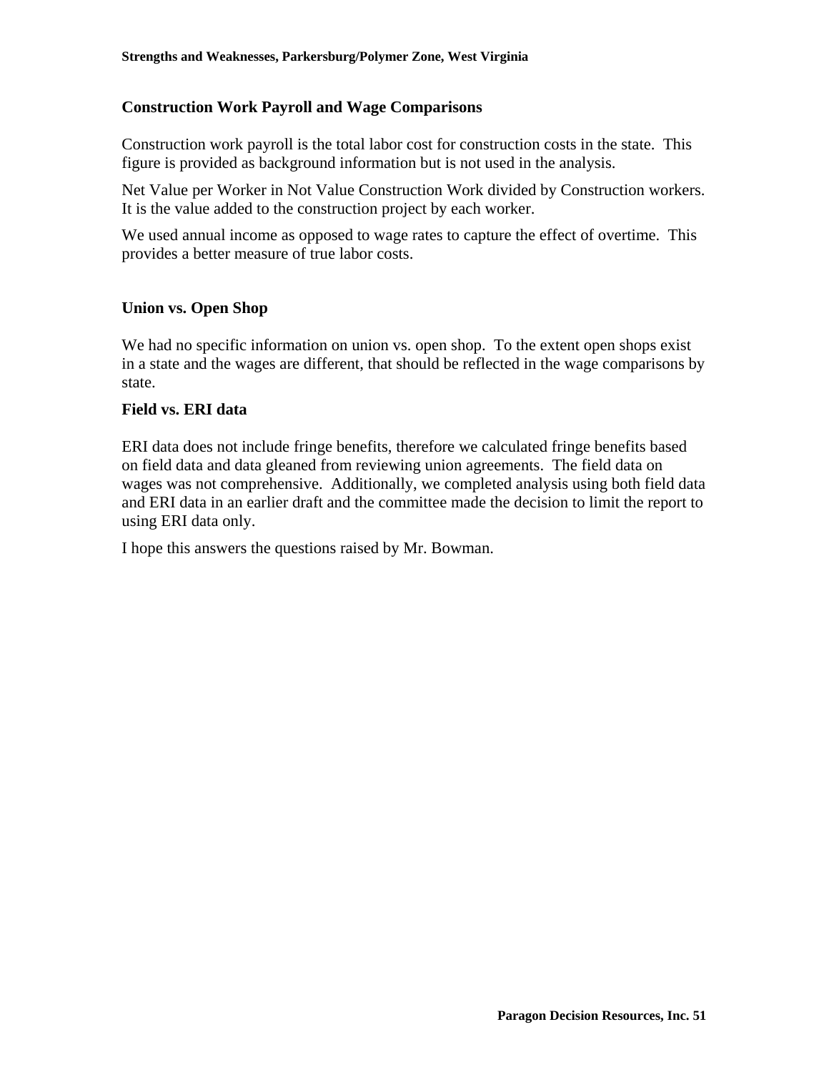### Construction Work Payroll and Wage Comparisons

Construction work payroll is the total labor cost for construction costs in the state. This figure is provided as background information but is not used in the analysis.

Net Value per Worker in Not Value Construction Work divided by Construction workers. It is the value added to the construction project by each worker.

We used annual income as opposed to wage rates to capture the effect of overtime. This provides a better measure of true labor costs.

### Union vs. Open Shop

We had no specific information on union vs. open shop. To the extent open shops exist in a state and the wages are different, that should be reflected in the wage comparisons by state.

### Field vs. ERI data

ERI data does not include fringe benefits, therefore we calculated fringe benefits based on field data and data gleaned from reviewing union agreements. The field data on wages was not comprehensive. Additionally, we completed analysis using both field data and ERI data in an earlier draft and the committee made the decision to limit the report to using ERI data only.

I hope this answers the questions raised by Mr. Bowman.